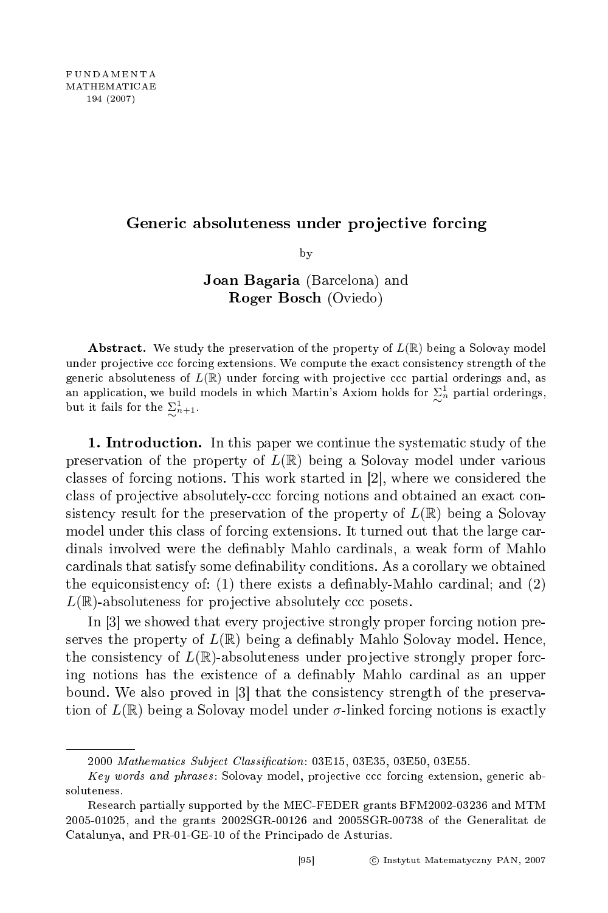FUNDAMENTA
MATHEMATICAE
194 (2007)

# Generic absoluteness under projective forcing

by

**Joan Bagaria** (Barcelona) and
**Roger Bosch** (Oviedo)

**Abstract.** We study the preservation of the property of $L(\mathbb{R})$ being a Solovay model under projective ccc forcing extensions. We compute the exact consistency strength of the generic absoluteness of $L(\mathbb{R})$ under forcing with projective ccc partial orderings and, as an application, we build models in which Martin's Axiom holds for $\underset{\sim}{\Sigma}^1_n$ partial orderings, but it fails for the $\underset{\sim}{\Sigma}^1_{n+1}$.

**1. Introduction.** In this paper we continue the systematic study of the preservation of the property of $L(\mathbb{R})$ being a Solovay model under various classes of forcing notions. This work started in [2], where we considered the class of projective absolutely-ccc forcing notions and obtained an exact consistency result for the preservation of the property of $L(\mathbb{R})$ being a Solovay model under this class of forcing extensions. It turned out that the large cardinals involved were the definably Mahlo cardinals, a weak form of Mahlo cardinals that satisfy some definability conditions. As a corollary we obtained the equiconsistency of: (1) there exists a definably-Mahlo cardinal; and (2) $L(\mathbb{R})$-absoluteness for projective absolutely ccc posets.

In [3] we showed that every projective strongly proper forcing notion preserves the property of $L(\mathbb{R})$ being a definably Mahlo Solovay model. Hence, the consistency of $L(\mathbb{R})$-absoluteness under projective strongly proper forcing notions has the existence of a definably Mahlo cardinal as an upper bound. We also proved in [3] that the consistency strength of the preservation of $L(\mathbb{R})$ being a Solovay model under $\sigma$-linked forcing notions is exactly

2000 *Mathematics Subject Classification*: 03E15, 03E35, 03E50, 03E55.

*Key words and phrases*: Solovay model, projective ccc forcing extension, generic absoluteness.

Research partially supported by the MEC-FEDER grants BFM2002-03236 and MTM 2005-01025, and the grants 2002SGR-00126 and 2005SGR-00738 of the Generalitat de Catalunya, and PR-01-GE-10 of the Principado de Asturias.

© Instytut Matematyczny PAN, 2007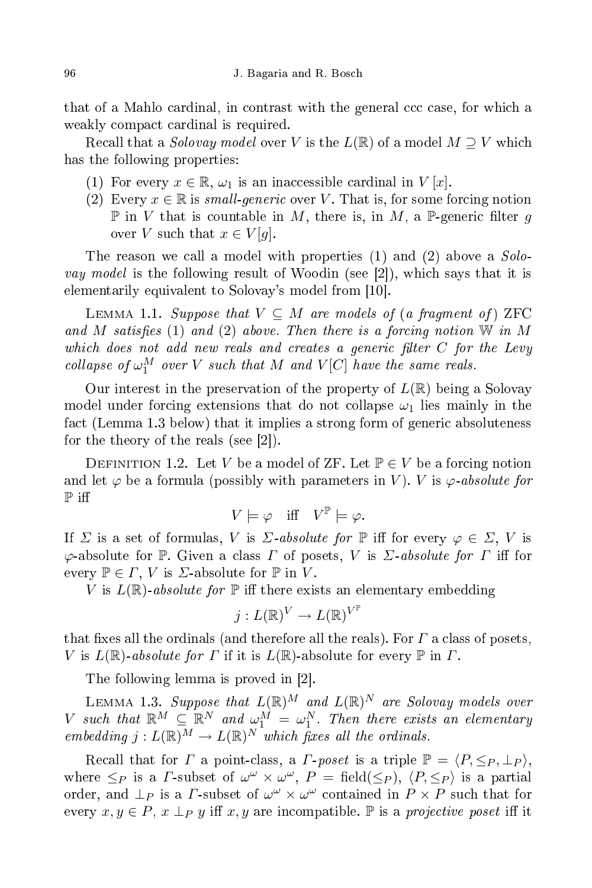that of a Mahlo cardinal, in contrast with the general ccc case, for which a weakly compact cardinal is required.

Recall that a *Solovay model* over $V$ is the $L(\mathbb{R})$ of a model $M \supseteq V$ which has the following properties:

(1) For every $x \in \mathbb{R}$, $\omega_1$ is an inaccessible cardinal in $V[x]$.
(2) Every $x \in \mathbb{R}$ is *small-generic* over $V$. That is, for some forcing notion $\mathbb{P}$ in $V$ that is countable in $M$, there is, in $M$, a $\mathbb{P}$-generic filter $g$ over $V$ such that $x \in V[g]$.

The reason we call a model with properties (1) and (2) above a *Solovay model* is the following result of Woodin (see [2]), which says that it is elementarily equivalent to Solovay's model from [10].

Lemma 1.1. *Suppose that $V \subseteq M$ are models of (a fragment of) ZFC and $M$ satisfies (1) and (2) above. Then there is a forcing notion $\mathbb{W}$ in $M$ which does not add new reals and creates a generic filter $C$ for the Levy collapse of $\omega_1^M$ over $V$ such that $M$ and $V[C]$ have the same reals.*

Our interest in the preservation of the property of $L(\mathbb{R})$ being a Solovay model under forcing extensions that do not collapse $\omega_1$ lies mainly in the fact (Lemma 1.3 below) that it implies a strong form of generic absoluteness for the theory of the reals (see [2]).

Definition 1.2. Let $V$ be a model of ZF. Let $\mathbb{P} \in V$ be a forcing notion and let $\varphi$ be a formula (possibly with parameters in $V$). $V$ is *$\varphi$-absolute for $\mathbb{P}$* iff

$$V \models \varphi \quad \text{iff} \quad V^{\mathbb{P}} \models \varphi.$$

If $\Sigma$ is a set of formulas, $V$ is *$\Sigma$-absolute for* $\mathbb{P}$ iff for every $\varphi \in \Sigma$, $V$ is $\varphi$-absolute for $\mathbb{P}$. Given a class $\Gamma$ of posets, $V$ is *$\Sigma$-absolute for $\Gamma$* iff for every $\mathbb{P} \in \Gamma$, $V$ is $\Sigma$-absolute for $\mathbb{P}$ in $V$.

$V$ is *$L(\mathbb{R})$-absolute for* $\mathbb{P}$ iff there exists an elementary embedding

$$j : L(\mathbb{R})^V \to L(\mathbb{R})^{V^{\mathbb{P}}}$$

that fixes all the ordinals (and therefore all the reals). For $\Gamma$ a class of posets, $V$ is *$L(\mathbb{R})$-absolute for $\Gamma$* if it is $L(\mathbb{R})$-absolute for every $\mathbb{P}$ in $\Gamma$.

The following lemma is proved in [2].

Lemma 1.3. *Suppose that $L(\mathbb{R})^M$ and $L(\mathbb{R})^N$ are Solovay models over $V$ such that $\mathbb{R}^M \subseteq \mathbb{R}^N$ and $\omega_1^M = \omega_1^N$. Then there exists an elementary embedding $j : L(\mathbb{R})^M \to L(\mathbb{R})^N$ which fixes all the ordinals.*

Recall that for $\Gamma$ a point-class, a *$\Gamma$-poset* is a triple $\mathbb{P} = \langle P, \leq_P, \perp_P \rangle$, where $\leq_P$ is a $\Gamma$-subset of $\omega^\omega \times \omega^\omega$, $P = \text{field}(\leq_P)$, $\langle P, \leq_P \rangle$ is a partial order, and $\perp_P$ is a $\Gamma$-subset of $\omega^\omega \times \omega^\omega$ contained in $P \times P$ such that for every $x, y \in P$, $x \perp_P y$ iff $x, y$ are incompatible. $\mathbb{P}$ is a *projective poset* iff it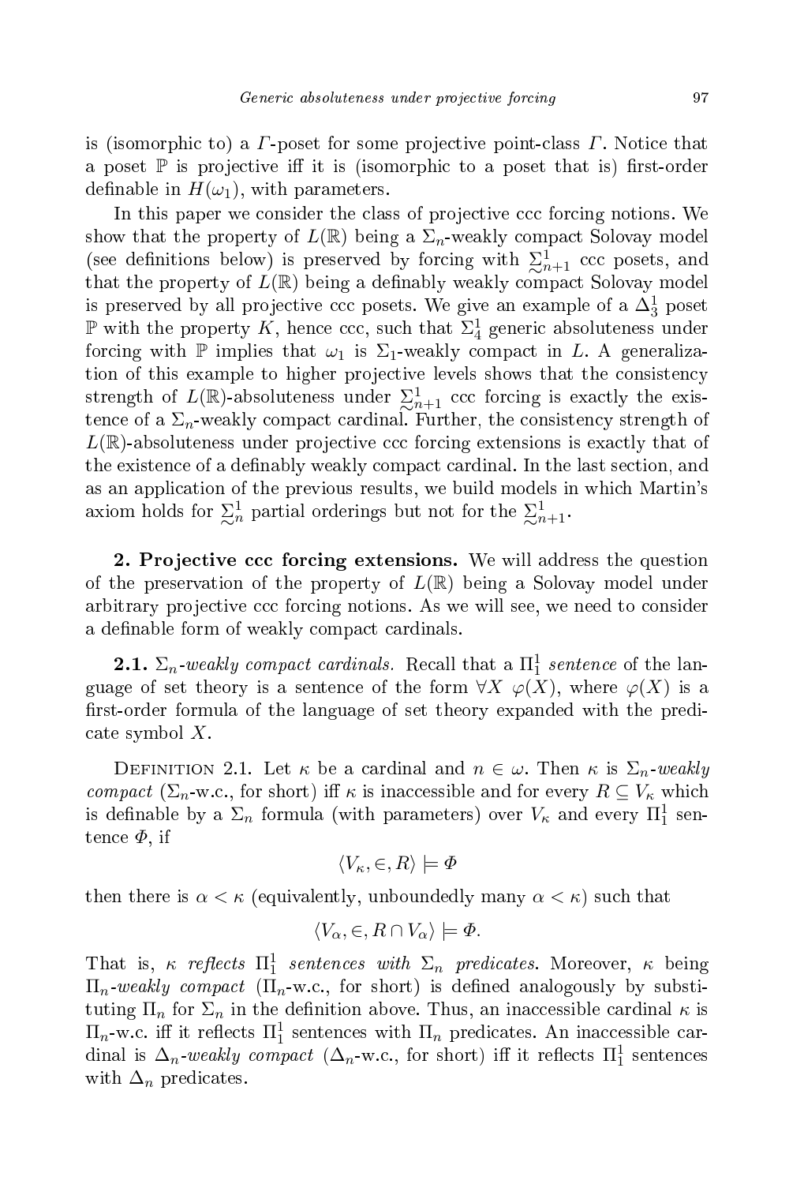is (isomorphic to) a $\Gamma$-poset for some projective point-class $\Gamma$. Notice that a poset $\mathbb{P}$ is projective iff it is (isomorphic to a poset that is) first-order definable in $H(\omega_1)$, with parameters.

In this paper we consider the class of projective ccc forcing notions. We show that the property of $L(\mathbb{R})$ being a $\Sigma_n$-weakly compact Solovay model (see definitions below) is preserved by forcing with $\underset{\sim}{\Sigma}^1_{n+1}$ ccc posets, and that the property of $L(\mathbb{R})$ being a definably weakly compact Solovay model is preserved by all projective ccc posets. We give an example of a $\Delta^1_3$ poset $\mathbb{P}$ with the property $K$, hence ccc, such that $\Sigma^1_4$ generic absoluteness under forcing with $\mathbb{P}$ implies that $\omega_1$ is $\Sigma_1$-weakly compact in $L$. A generalization of this example to higher projective levels shows that the consistency strength of $L(\mathbb{R})$-absoluteness under $\underset{\sim}{\Sigma}^1_{n+1}$ ccc forcing is exactly the existence of a $\Sigma_n$-weakly compact cardinal. Further, the consistency strength of $L(\mathbb{R})$-absoluteness under projective ccc forcing extensions is exactly that of the existence of a definably weakly compact cardinal. In the last section, and as an application of the previous results, we build models in which Martin's axiom holds for $\underset{\sim}{\Sigma}^1_n$ partial orderings but not for the $\underset{\sim}{\Sigma}^1_{n+1}$.

## 2. Projective ccc forcing extensions.

We will address the question of the preservation of the property of $L(\mathbb{R})$ being a Solovay model under arbitrary projective ccc forcing notions. As we will see, we need to consider a definable form of weakly compact cardinals.

**2.1.** *$\Sigma_n$-weakly compact cardinals.* Recall that a *$\Pi^1_1$ sentence* of the language of set theory is a sentence of the form $\forall X\ \varphi(X)$, where $\varphi(X)$ is a first-order formula of the language of set theory expanded with the predicate symbol $X$.

Definition 2.1. Let $\kappa$ be a cardinal and $n \in \omega$. Then $\kappa$ is *$\Sigma_n$-weakly compact* ($\Sigma_n$-w.c., for short) iff $\kappa$ is inaccessible and for every $R \subseteq V_\kappa$ which is definable by a $\Sigma_n$ formula (with parameters) over $V_\kappa$ and every $\Pi^1_1$ sentence $\Phi$, if

$$\langle V_\kappa, \in, R\rangle \models \Phi$$

then there is $\alpha < \kappa$ (equivalently, unboundedly many $\alpha < \kappa$) such that

$$\langle V_\alpha, \in, R \cap V_\alpha\rangle \models \Phi.$$

That is, *$\kappa$ reflects $\Pi^1_1$ sentences with $\Sigma_n$ predicates*. Moreover, $\kappa$ being *$\Pi_n$-weakly compact* ($\Pi_n$-w.c., for short) is defined analogously by substituting $\Pi_n$ for $\Sigma_n$ in the definition above. Thus, an inaccessible cardinal $\kappa$ is $\Pi_n$-w.c. iff it reflects $\Pi^1_1$ sentences with $\Pi_n$ predicates. An inaccessible cardinal is *$\Delta_n$-weakly compact* ($\Delta_n$-w.c., for short) iff it reflects $\Pi^1_1$ sentences with $\Delta_n$ predicates.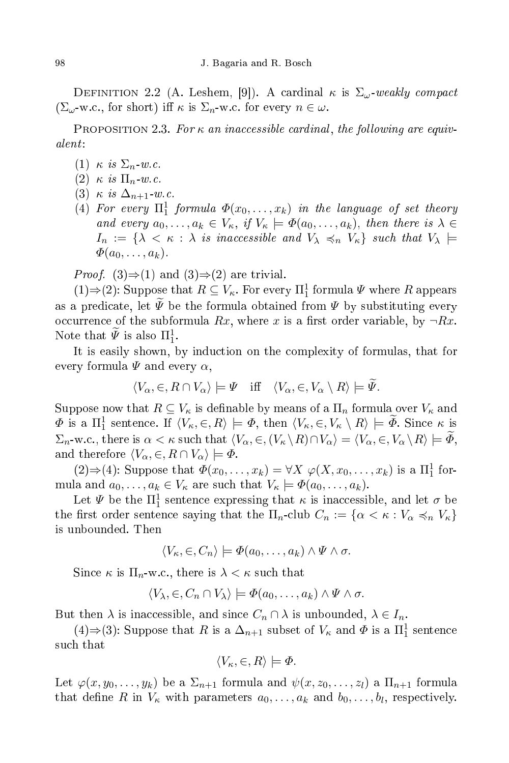Definition 2.2 (A. Leshem, [9]). A cardinal $\kappa$ is *$\Sigma_\omega$-weakly compact* ($\Sigma_\omega$-w.c., for short) iff $\kappa$ is $\Sigma_n$-w.c. for every $n \in \omega$.

Proposition 2.3. *For $\kappa$ an inaccessible cardinal, the following are equivalent:*

1. *$\kappa$ is $\Sigma_n$-w.c.*
2. *$\kappa$ is $\Pi_n$-w.c.*
3. *$\kappa$ is $\Delta_{n+1}$-w.c.*
4. *For every $\Pi^1_1$ formula $\Phi(x_0, \ldots, x_k)$ in the language of set theory and every $a_0, \ldots, a_k \in V_\kappa$, if $V_\kappa \models \Phi(a_0, \ldots, a_k)$, then there is $\lambda \in I_n := \{\lambda < \kappa : \lambda \text{ is inaccessible and } V_\lambda \preccurlyeq_n V_\kappa\}$ such that $V_\lambda \models \Phi(a_0, \ldots, a_k)$.*

*Proof.* (3)⇒(1) and (3)⇒(2) are trivial.

(1)⇒(2): Suppose that $R \subseteq V_\kappa$. For every $\Pi^1_1$ formula $\Psi$ where $R$ appears as a predicate, let $\widetilde{\Psi}$ be the formula obtained from $\Psi$ by substituting every occurrence of the subformula $Rx$, where $x$ is a first order variable, by $\neg Rx$. Note that $\widetilde{\Psi}$ is also $\Pi^1_1$.

It is easily shown, by induction on the complexity of formulas, that for every formula $\Psi$ and every $\alpha$,

$$\langle V_\alpha, \in, R \cap V_\alpha \rangle \models \Psi \quad \text{iff} \quad \langle V_\alpha, \in, V_\alpha \setminus R \rangle \models \widetilde{\Psi}.$$

Suppose now that $R \subseteq V_\kappa$ is definable by means of a $\Pi_n$ formula over $V_\kappa$ and $\Phi$ is a $\Pi^1_1$ sentence. If $\langle V_\kappa, \in, R \rangle \models \Phi$, then $\langle V_\kappa, \in, V_\kappa \setminus R \rangle \models \widetilde{\Phi}$. Since $\kappa$ is $\Sigma_n$-w.c., there is $\alpha < \kappa$ such that $\langle V_\alpha, \in, (V_\kappa \setminus R) \cap V_\alpha \rangle = \langle V_\alpha, \in, V_\alpha \setminus R \rangle \models \widetilde{\Phi}$, and therefore $\langle V_\alpha, \in, R \cap V_\alpha \rangle \models \Phi$.

(2)⇒(4): Suppose that $\Phi(x_0, \ldots, x_k) = \forall X \; \varphi(X, x_0, \ldots, x_k)$ is a $\Pi^1_1$ formula and $a_0, \ldots, a_k \in V_\kappa$ are such that $V_\kappa \models \Phi(a_0, \ldots, a_k)$.

Let $\Psi$ be the $\Pi^1_1$ sentence expressing that $\kappa$ is inaccessible, and let $\sigma$ be the first order sentence saying that the $\Pi_n$-club $C_n := \{\alpha < \kappa : V_\alpha \preccurlyeq_n V_\kappa\}$ is unbounded. Then

$$\langle V_\kappa, \in, C_n \rangle \models \Phi(a_0, \ldots, a_k) \wedge \Psi \wedge \sigma.$$

Since $\kappa$ is $\Pi_n$-w.c., there is $\lambda < \kappa$ such that

$$\langle V_\lambda, \in, C_n \cap V_\lambda \rangle \models \Phi(a_0, \ldots, a_k) \wedge \Psi \wedge \sigma.$$

But then $\lambda$ is inaccessible, and since $C_n \cap \lambda$ is unbounded, $\lambda \in I_n$.

(4)⇒(3): Suppose that $R$ is a $\Delta_{n+1}$ subset of $V_\kappa$ and $\Phi$ is a $\Pi^1_1$ sentence such that

$$\langle V_\kappa, \in, R \rangle \models \Phi.$$

Let $\varphi(x, y_0, \ldots, y_k)$ be a $\Sigma_{n+1}$ formula and $\psi(x, z_0, \ldots, z_l)$ a $\Pi_{n+1}$ formula that define $R$ in $V_\kappa$ with parameters $a_0, \ldots, a_k$ and $b_0, \ldots, b_l$, respectively.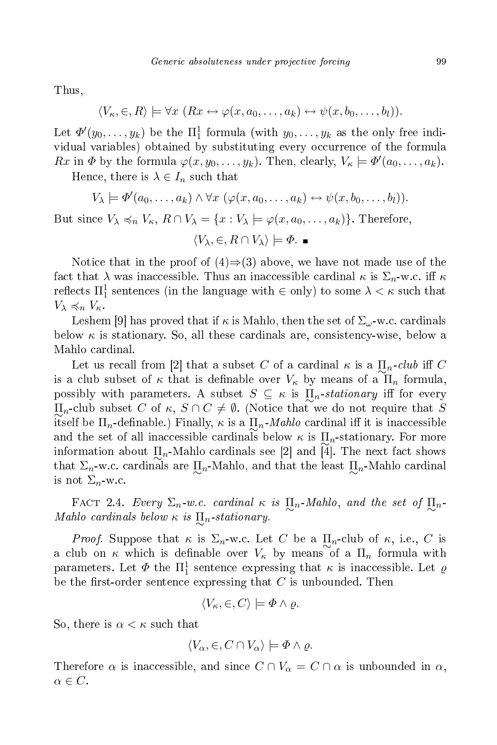Thus,

$$\langle V_\kappa, \in, R\rangle \models \forall x\ (Rx \leftrightarrow \varphi(x, a_0, \ldots, a_k) \leftrightarrow \psi(x, b_0, \ldots, b_l)).$$

Let $\Phi'(y_0, \ldots, y_k)$ be the $\Pi^1_1$ formula (with $y_0, \ldots, y_k$ as the only free individual variables) obtained by substituting every occurrence of the formula $Rx$ in $\Phi$ by the formula $\varphi(x, y_0, \ldots, y_k)$. Then, clearly, $V_\kappa \models \Phi'(a_0, \ldots, a_k)$.

Hence, there is $\lambda \in I_n$ such that

$$V_\lambda \models \Phi'(a_0, \ldots, a_k) \wedge \forall x\ (\varphi(x, a_0, \ldots, a_k) \leftrightarrow \psi(x, b_0, \ldots, b_l)).$$

But since $V_\lambda \preccurlyeq_n V_\kappa$, $R \cap V_\lambda = \{x : V_\lambda \models \varphi(x, a_0, \ldots, a_k)\}$. Therefore,

$$\langle V_\lambda, \in, R \cap V_\lambda\rangle \models \Phi. \ ∎$$

Notice that in the proof of (4)⇒(3) above, we have not made use of the fact that $\lambda$ was inaccessible. Thus an inaccessible cardinal $\kappa$ is $\Sigma_n$-w.c. iff $\kappa$ reflects $\Pi^1_1$ sentences (in the language with $\in$ only) to some $\lambda < \kappa$ such that $V_\lambda \preccurlyeq_n V_\kappa$.

Leshem [9] has proved that if $\kappa$ is Mahlo, then the set of $\Sigma_\omega$-w.c. cardinals below $\kappa$ is stationary. So, all these cardinals are, consistency-wise, below a Mahlo cardinal.

Let us recall from [2] that a subset $C$ of a cardinal $\kappa$ is a $\underset{\sim}{\Pi}_n$-*club* iff $C$ is a club subset of $\kappa$ that is definable over $V_\kappa$ by means of a $\Pi_n$ formula, possibly with parameters. A subset $S \subseteq \kappa$ is $\underset{\sim}{\Pi}_n$-*stationary* iff for every $\underset{\sim}{\Pi}_n$-club subset $C$ of $\kappa$, $S \cap C \neq \emptyset$. (Notice that we do not require that $S$ itself be $\Pi_n$-definable.) Finally, $\kappa$ is a $\underset{\sim}{\Pi}_n$-*Mahlo* cardinal iff it is inaccessible and the set of all inaccessible cardinals below $\kappa$ is $\underset{\sim}{\Pi}_n$-stationary. For more information about $\underset{\sim}{\Pi}_n$-Mahlo cardinals see [2] and [4]. The next fact shows that $\Sigma_n$-w.c. cardinals are $\underset{\sim}{\Pi}_n$-Mahlo, and that the least $\underset{\sim}{\Pi}_n$-Mahlo cardinal is not $\Sigma_n$-w.c.

Fact 2.4. *Every $\Sigma_n$-w.c. cardinal $\kappa$ is $\underset{\sim}{\Pi}_n$-Mahlo, and the set of $\underset{\sim}{\Pi}_n$-Mahlo cardinals below $\kappa$ is $\underset{\sim}{\Pi}_n$-stationary.*

*Proof.* Suppose that $\kappa$ is $\Sigma_n$-w.c. Let $C$ be a $\underset{\sim}{\Pi}_n$-club of $\kappa$, i.e., $C$ is a club on $\kappa$ which is definable over $V_\kappa$ by means of a $\Pi_n$ formula with parameters. Let $\Phi$ the $\Pi^1_1$ sentence expressing that $\kappa$ is inaccessible. Let $\varrho$ be the first-order sentence expressing that $C$ is unbounded. Then

$$\langle V_\kappa, \in, C\rangle \models \Phi \wedge \varrho.$$

So, there is $\alpha < \kappa$ such that

$$\langle V_\alpha, \in, C \cap V_\alpha\rangle \models \Phi \wedge \varrho.$$

Therefore $\alpha$ is inaccessible, and since $C \cap V_\alpha = C \cap \alpha$ is unbounded in $\alpha$, $\alpha \in C$.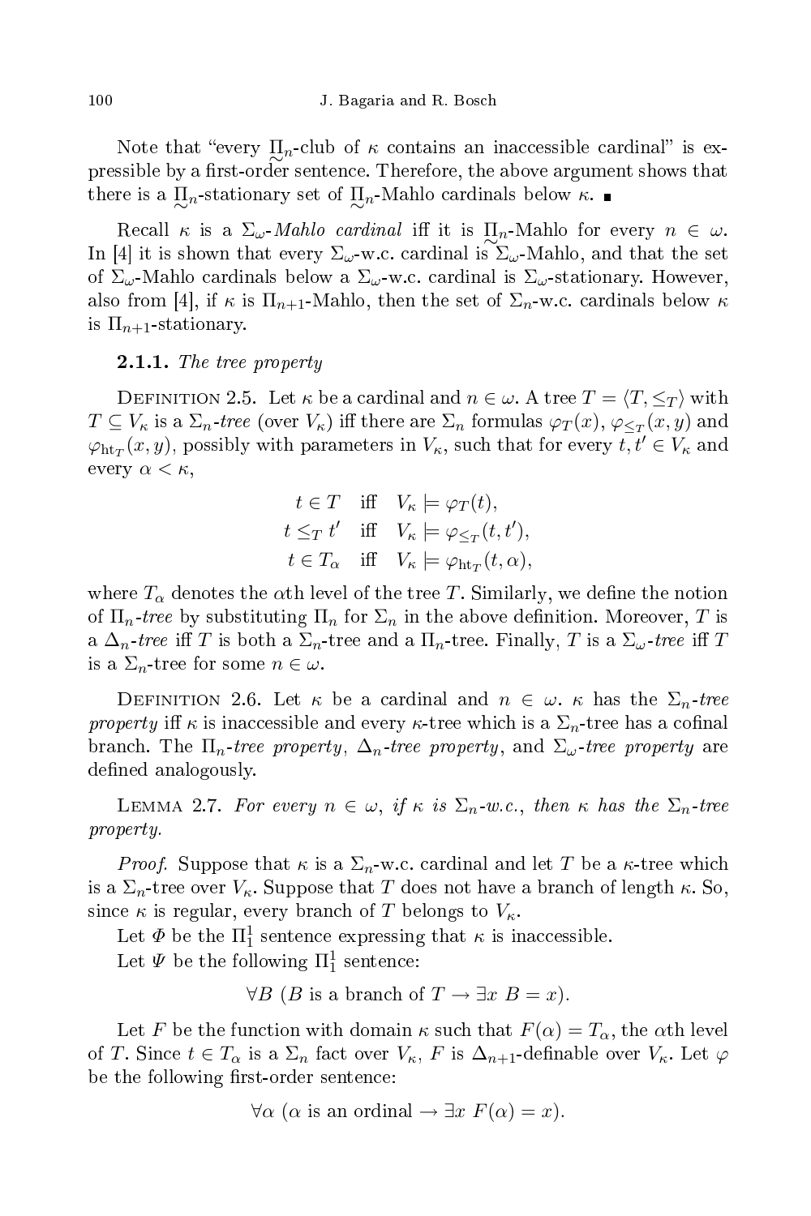Note that "every $\underset{\sim}{\Pi}_n$-club of $\kappa$ contains an inaccessible cardinal" is expressible by a first-order sentence. Therefore, the above argument shows that there is a $\underset{\sim}{\Pi}_n$-stationary set of $\underset{\sim}{\Pi}_n$-Mahlo cardinals below $\kappa$. ∎

Recall $\kappa$ is a $\Sigma_\omega$-*Mahlo cardinal* iff it is $\underset{\sim}{\Pi}_n$-Mahlo for every $n \in \omega$. In [4] it is shown that every $\Sigma_\omega$-w.c. cardinal is $\underset{\sim}{\Sigma}_\omega$-Mahlo, and that the set of $\Sigma_\omega$-Mahlo cardinals below a $\Sigma_\omega$-w.c. cardinal is $\Sigma_\omega$-stationary. However, also from [4], if $\kappa$ is $\Pi_{n+1}$-Mahlo, then the set of $\Sigma_n$-w.c. cardinals below $\kappa$ is $\Pi_{n+1}$-stationary.

**2.1.1.** *The tree property*

Definition 2.5. Let $\kappa$ be a cardinal and $n \in \omega$. A tree $T = \langle T, \leq_T \rangle$ with $T \subseteq V_\kappa$ is a $\Sigma_n$-*tree* (over $V_\kappa$) iff there are $\Sigma_n$ formulas $\varphi_T(x)$, $\varphi_{\leq_T}(x,y)$ and $\varphi_{\mathrm{ht}_T}(x,y)$, possibly with parameters in $V_\kappa$, such that for every $t, t' \in V_\kappa$ and every $\alpha < \kappa$,

$$
\begin{aligned}
t \in T &\quad \text{iff} \quad V_\kappa \models \varphi_T(t), \\
t \leq_T t' &\quad \text{iff} \quad V_\kappa \models \varphi_{\leq_T}(t, t'), \\
t \in T_\alpha &\quad \text{iff} \quad V_\kappa \models \varphi_{\mathrm{ht}_T}(t, \alpha),
\end{aligned}
$$

where $T_\alpha$ denotes the $\alpha$th level of the tree $T$. Similarly, we define the notion of $\Pi_n$-*tree* by substituting $\Pi_n$ for $\Sigma_n$ in the above definition. Moreover, $T$ is a $\Delta_n$-*tree* iff $T$ is both a $\Sigma_n$-tree and a $\Pi_n$-tree. Finally, $T$ is a $\Sigma_\omega$-*tree* iff $T$ is a $\Sigma_n$-tree for some $n \in \omega$.

Definition 2.6. Let $\kappa$ be a cardinal and $n \in \omega$. $\kappa$ has the $\Sigma_n$-*tree property* iff $\kappa$ is inaccessible and every $\kappa$-tree which is a $\Sigma_n$-tree has a cofinal branch. The $\Pi_n$-*tree property*, $\Delta_n$-*tree property*, and $\Sigma_\omega$-*tree property* are defined analogously.

Lemma 2.7. *For every $n \in \omega$, if $\kappa$ is $\Sigma_n$-w.c., then $\kappa$ has the $\Sigma_n$-tree property.*

*Proof.* Suppose that $\kappa$ is a $\Sigma_n$-w.c. cardinal and let $T$ be a $\kappa$-tree which is a $\Sigma_n$-tree over $V_\kappa$. Suppose that $T$ does not have a branch of length $\kappa$. So, since $\kappa$ is regular, every branch of $T$ belongs to $V_\kappa$.

Let $\Phi$ be the $\Pi^1_1$ sentence expressing that $\kappa$ is inaccessible.

Let $\Psi$ be the following $\Pi^1_1$ sentence:

$$\forall B \ (B \text{ is a branch of } T \rightarrow \exists x \ B = x).$$

Let $F$ be the function with domain $\kappa$ such that $F(\alpha) = T_\alpha$, the $\alpha$th level of $T$. Since $t \in T_\alpha$ is a $\Sigma_n$ fact over $V_\kappa$, $F$ is $\Delta_{n+1}$-definable over $V_\kappa$. Let $\varphi$ be the following first-order sentence:

$$\forall \alpha \ (\alpha \text{ is an ordinal} \rightarrow \exists x \ F(\alpha) = x).$$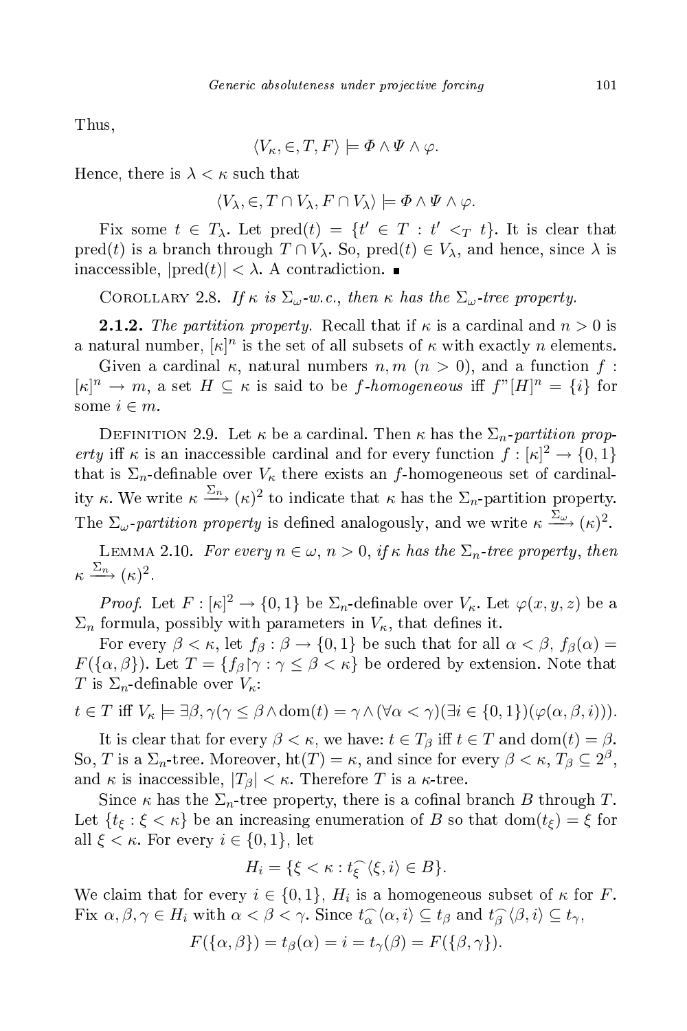Thus,

$$\langle V_\kappa, \in, T, F\rangle \models \Phi \wedge \Psi \wedge \varphi.$$

Hence, there is $\lambda < \kappa$ such that

$$\langle V_\lambda, \in, T \cap V_\lambda, F \cap V_\lambda\rangle \models \Phi \wedge \Psi \wedge \varphi.$$

Fix some $t \in T_\lambda$. Let $\mathrm{pred}(t) = \{t' \in T : t' <_T t\}$. It is clear that $\mathrm{pred}(t)$ is a branch through $T \cap V_\lambda$. So, $\mathrm{pred}(t) \in V_\lambda$, and hence, since $\lambda$ is inaccessible, $|\mathrm{pred}(t)| < \lambda$. A contradiction. ∎

COROLLARY 2.8. *If $\kappa$ is $\Sigma_\omega$-w.c., then $\kappa$ has the $\Sigma_\omega$-tree property.*

**2.1.2.** *The partition property.* Recall that if $\kappa$ is a cardinal and $n > 0$ is a natural number, $[\kappa]^n$ is the set of all subsets of $\kappa$ with exactly $n$ elements.

Given a cardinal $\kappa$, natural numbers $n, m$ ($n > 0$), and a function $f : [\kappa]^n \to m$, a set $H \subseteq \kappa$ is said to be *$f$-homogeneous* iff $f"[H]^n = \{i\}$ for some $i \in m$.

DEFINITION 2.9. Let $\kappa$ be a cardinal. Then $\kappa$ has the *$\Sigma_n$-partition property* iff $\kappa$ is an inaccessible cardinal and for every function $f : [\kappa]^2 \to \{0, 1\}$ that is $\Sigma_n$-definable over $V_\kappa$ there exists an $f$-homogeneous set of cardinality $\kappa$. We write $\kappa \xrightarrow{\Sigma_n} (\kappa)^2$ to indicate that $\kappa$ has the $\Sigma_n$-partition property. The *$\Sigma_\omega$-partition property* is defined analogously, and we write $\kappa \xrightarrow{\Sigma_\omega} (\kappa)^2$.

LEMMA 2.10. *For every $n \in \omega$, $n > 0$, if $\kappa$ has the $\Sigma_n$-tree property, then $\kappa \xrightarrow{\Sigma_n} (\kappa)^2$.*

*Proof.* Let $F : [\kappa]^2 \to \{0, 1\}$ be $\Sigma_n$-definable over $V_\kappa$. Let $\varphi(x, y, z)$ be a $\Sigma_n$ formula, possibly with parameters in $V_\kappa$, that defines it.

For every $\beta < \kappa$, let $f_\beta : \beta \to \{0, 1\}$ be such that for all $\alpha < \beta$, $f_\beta(\alpha) = F(\{\alpha, \beta\})$. Let $T = \{f_\beta \restriction \gamma : \gamma \le \beta < \kappa\}$ be ordered by extension. Note that $T$ is $\Sigma_n$-definable over $V_\kappa$:

$$t \in T \text{ iff } V_\kappa \models \exists \beta, \gamma(\gamma \le \beta \wedge \mathrm{dom}(t) = \gamma \wedge (\forall \alpha < \gamma)(\exists i \in \{0, 1\})(\varphi(\alpha, \beta, i))).$$

It is clear that for every $\beta < \kappa$, we have: $t \in T_\beta$ iff $t \in T$ and $\mathrm{dom}(t) = \beta$. So, $T$ is a $\Sigma_n$-tree. Moreover, $\mathrm{ht}(T) = \kappa$, and since for every $\beta < \kappa$, $T_\beta \subseteq 2^\beta$, and $\kappa$ is inaccessible, $|T_\beta| < \kappa$. Therefore $T$ is a $\kappa$-tree.

Since $\kappa$ has the $\Sigma_n$-tree property, there is a cofinal branch $B$ through $T$. Let $\{t_\xi : \xi < \kappa\}$ be an increasing enumeration of $B$ so that $\mathrm{dom}(t_\xi) = \xi$ for all $\xi < \kappa$. For every $i \in \{0, 1\}$, let

$$H_i = \{\xi < \kappa : t_\xi^\frown \langle \xi, i\rangle \in B\}.$$

We claim that for every $i \in \{0, 1\}$, $H_i$ is a homogeneous subset of $\kappa$ for $F$. Fix $\alpha, \beta, \gamma \in H_i$ with $\alpha < \beta < \gamma$. Since $t_\alpha^\frown \langle \alpha, i\rangle \subseteq t_\beta$ and $t_\beta^\frown \langle \beta, i\rangle \subseteq t_\gamma$,

$$F(\{\alpha, \beta\}) = t_\beta(\alpha) = i = t_\gamma(\beta) = F(\{\beta, \gamma\}).$$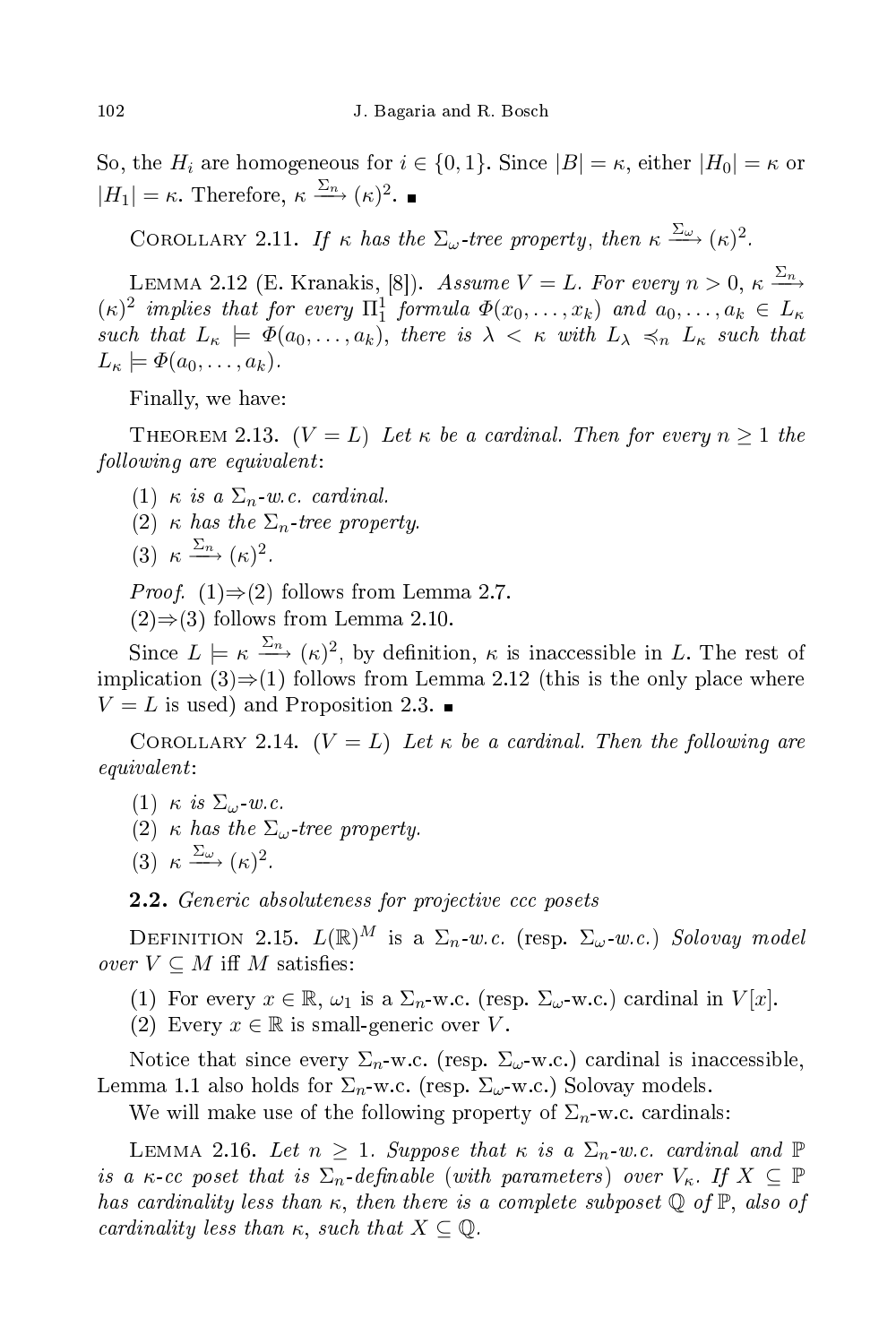So, the $H_i$ are homogeneous for $i \in \{0,1\}$. Since $|B| = \kappa$, either $|H_0| = \kappa$ or $|H_1| = \kappa$. Therefore, $\kappa \xrightarrow{\Sigma_n} (\kappa)^2$. ∎

COROLLARY 2.11. *If $\kappa$ has the $\Sigma_\omega$-tree property, then $\kappa \xrightarrow{\Sigma_\omega} (\kappa)^2$.*

LEMMA 2.12 (E. Kranakis, [8]). *Assume $V = L$. For every $n > 0$, $\kappa \xrightarrow{\Sigma_n} (\kappa)^2$ implies that for every $\Pi^1_1$ formula $\Phi(x_0, \ldots, x_k)$ and $a_0, \ldots, a_k \in L_\kappa$ such that $L_\kappa \models \Phi(a_0, \ldots, a_k)$, there is $\lambda < \kappa$ with $L_\lambda \preccurlyeq_n L_\kappa$ such that $L_\kappa \models \Phi(a_0, \ldots, a_k)$.*

Finally, we have:

THEOREM 2.13. ($V = L$) *Let $\kappa$ be a cardinal. Then for every $n \geq 1$ the following are equivalent*:

(1) *$\kappa$ is a $\Sigma_n$-w.c. cardinal.*
(2) *$\kappa$ has the $\Sigma_n$-tree property.*
(3) *$\kappa \xrightarrow{\Sigma_n} (\kappa)^2$.*

*Proof.* (1)⇒(2) follows from Lemma 2.7.

(2)⇒(3) follows from Lemma 2.10.

Since $L \models \kappa \xrightarrow{\Sigma_n} (\kappa)^2$, by definition, $\kappa$ is inaccessible in $L$. The rest of implication (3)⇒(1) follows from Lemma 2.12 (this is the only place where $V = L$ is used) and Proposition 2.3. ∎

COROLLARY 2.14. ($V = L$) *Let $\kappa$ be a cardinal. Then the following are equivalent*:

(1) *$\kappa$ is $\Sigma_\omega$-w.c.*
(2) *$\kappa$ has the $\Sigma_\omega$-tree property.*
(3) *$\kappa \xrightarrow{\Sigma_\omega} (\kappa)^2$.*

**2.2.** *Generic absoluteness for projective ccc posets*

DEFINITION 2.15. $L(\mathbb{R})^M$ is a *$\Sigma_n$-w.c.* (resp. *$\Sigma_\omega$-w.c.*) *Solovay model over $V \subseteq M$* iff $M$ satisfies:

(1) For every $x \in \mathbb{R}$, $\omega_1$ is a $\Sigma_n$-w.c. (resp. $\Sigma_\omega$-w.c.) cardinal in $V[x]$.
(2) Every $x \in \mathbb{R}$ is small-generic over $V$.

Notice that since every $\Sigma_n$-w.c. (resp. $\Sigma_\omega$-w.c.) cardinal is inaccessible, Lemma 1.1 also holds for $\Sigma_n$-w.c. (resp. $\Sigma_\omega$-w.c.) Solovay models.

We will make use of the following property of $\Sigma_n$-w.c. cardinals:

LEMMA 2.16. *Let $n \geq 1$. Suppose that $\kappa$ is a $\Sigma_n$-w.c. cardinal and $\mathbb{P}$ is a $\kappa$-cc poset that is $\Sigma_n$-definable (with parameters) over $V_\kappa$. If $X \subseteq \mathbb{P}$ has cardinality less than $\kappa$, then there is a complete subposet $\mathbb{Q}$ of $\mathbb{P}$, also of cardinality less than $\kappa$, such that $X \subseteq \mathbb{Q}$.*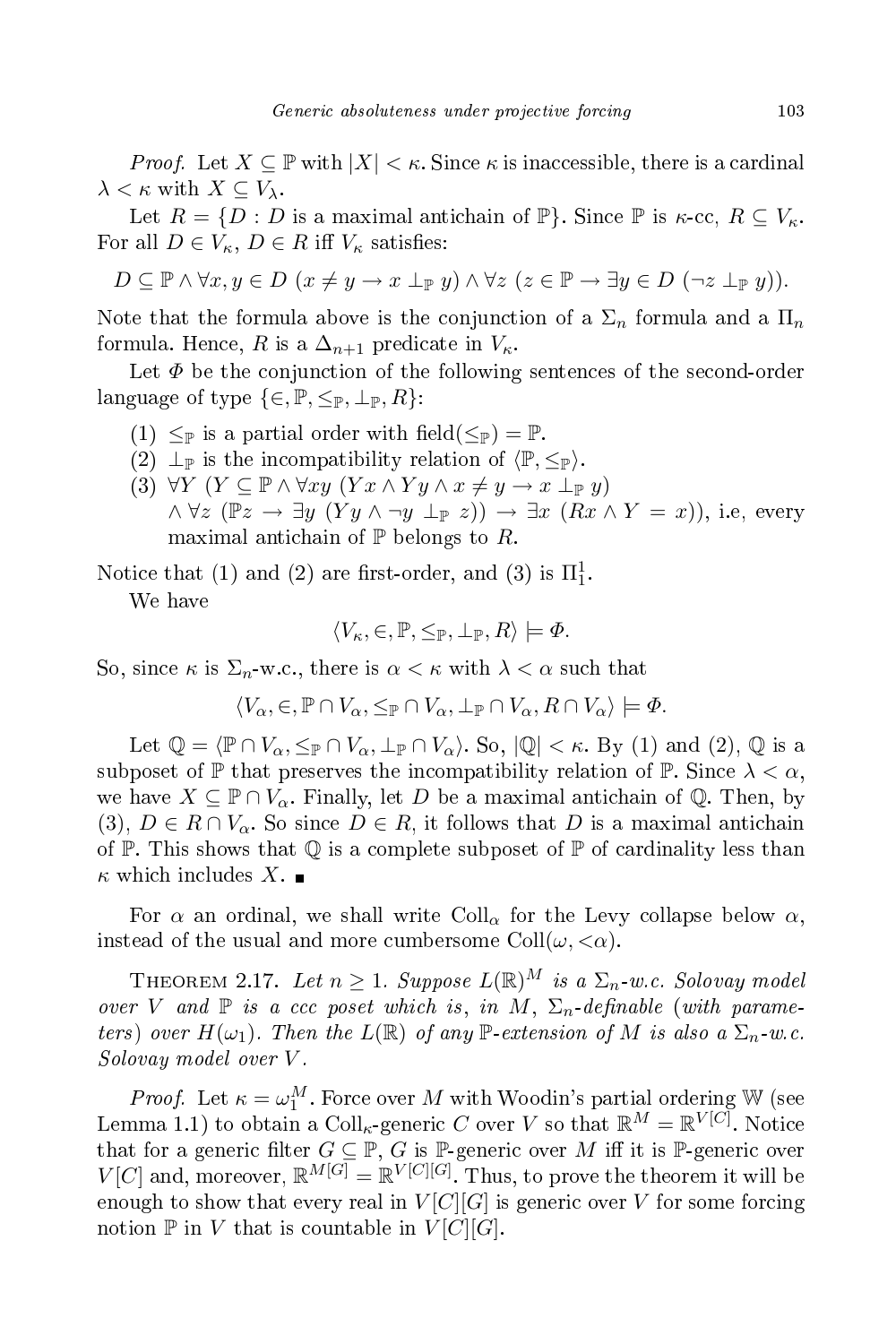*Proof.* Let $X \subseteq \mathbb{P}$ with $|X| < \kappa$. Since $\kappa$ is inaccessible, there is a cardinal $\lambda < \kappa$ with $X \subseteq V_\lambda$.

Let $R = \{D : D \text{ is a maximal antichain of } \mathbb{P}\}$. Since $\mathbb{P}$ is $\kappa$-cc, $R \subseteq V_\kappa$. For all $D \in V_\kappa$, $D \in R$ iff $V_\kappa$ satisfies:

$$D \subseteq \mathbb{P} \wedge \forall x, y \in D\ (x \neq y \rightarrow x \perp_{\mathbb{P}} y) \wedge \forall z\ (z \in \mathbb{P} \rightarrow \exists y \in D\ (\neg z \perp_{\mathbb{P}} y)).$$

Note that the formula above is the conjunction of a $\Sigma_n$ formula and a $\Pi_n$ formula. Hence, $R$ is a $\Delta_{n+1}$ predicate in $V_\kappa$.

Let $\Phi$ be the conjunction of the following sentences of the second-order language of type $\{\in, \mathbb{P}, \leq_{\mathbb{P}}, \perp_{\mathbb{P}}, R\}$:

(1) $\leq_{\mathbb{P}}$ is a partial order with field$(\leq_{\mathbb{P}}) = \mathbb{P}$.
(2) $\perp_{\mathbb{P}}$ is the incompatibility relation of $\langle \mathbb{P}, \leq_{\mathbb{P}} \rangle$.
(3) $\forall Y\ (Y \subseteq \mathbb{P} \wedge \forall xy\ (Yx \wedge Yy \wedge x \neq y \rightarrow x \perp_{\mathbb{P}} y)$ $\wedge \forall z\ (\mathbb{P}z \rightarrow \exists y\ (Yy \wedge \neg y \perp_{\mathbb{P}} z)) \rightarrow \exists x\ (Rx \wedge Y = x))$, i.e, every maximal antichain of $\mathbb{P}$ belongs to $R$.

Notice that (1) and (2) are first-order, and (3) is $\Pi^1_1$.

We have

$$\langle V_\kappa, \in, \mathbb{P}, \leq_{\mathbb{P}}, \perp_{\mathbb{P}}, R \rangle \models \Phi.$$

So, since $\kappa$ is $\Sigma_n$-w.c., there is $\alpha < \kappa$ with $\lambda < \alpha$ such that

$$\langle V_\alpha, \in, \mathbb{P} \cap V_\alpha, \leq_{\mathbb{P}} \cap V_\alpha, \perp_{\mathbb{P}} \cap V_\alpha, R \cap V_\alpha \rangle \models \Phi.$$

Let $\mathbb{Q} = \langle \mathbb{P} \cap V_\alpha, \leq_{\mathbb{P}} \cap V_\alpha, \perp_{\mathbb{P}} \cap V_\alpha \rangle$. So, $|\mathbb{Q}| < \kappa$. By (1) and (2), $\mathbb{Q}$ is a subposet of $\mathbb{P}$ that preserves the incompatibility relation of $\mathbb{P}$. Since $\lambda < \alpha$, we have $X \subseteq \mathbb{P} \cap V_\alpha$. Finally, let $D$ be a maximal antichain of $\mathbb{Q}$. Then, by (3), $D \in R \cap V_\alpha$. So since $D \in R$, it follows that $D$ is a maximal antichain of $\mathbb{P}$. This shows that $\mathbb{Q}$ is a complete subposet of $\mathbb{P}$ of cardinality less than $\kappa$ which includes $X$. ∎

For $\alpha$ an ordinal, we shall write $\mathrm{Coll}_\alpha$ for the Levy collapse below $\alpha$, instead of the usual and more cumbersome $\mathrm{Coll}(\omega, {<}\alpha)$.

**Theorem 2.17.** *Let $n \geq 1$. Suppose $L(\mathbb{R})^M$ is a $\Sigma_n$-w.c. Solovay model over $V$ and $\mathbb{P}$ is a ccc poset which is, in $M$, $\Sigma_n$-definable (with parameters) over $H(\omega_1)$. Then the $L(\mathbb{R})$ of any $\mathbb{P}$-extension of $M$ is also a $\Sigma_n$-w.c. Solovay model over $V$.*

*Proof.* Let $\kappa = \omega_1^M$. Force over $M$ with Woodin's partial ordering $\mathbb{W}$ (see Lemma 1.1) to obtain a $\mathrm{Coll}_\kappa$-generic $C$ over $V$ so that $\mathbb{R}^M = \mathbb{R}^{V[C]}$. Notice that for a generic filter $G \subseteq \mathbb{P}$, $G$ is $\mathbb{P}$-generic over $M$ iff it is $\mathbb{P}$-generic over $V[C]$ and, moreover, $\mathbb{R}^{M[G]} = \mathbb{R}^{V[C][G]}$. Thus, to prove the theorem it will be enough to show that every real in $V[C][G]$ is generic over $V$ for some forcing notion $\mathbb{P}$ in $V$ that is countable in $V[C][G]$.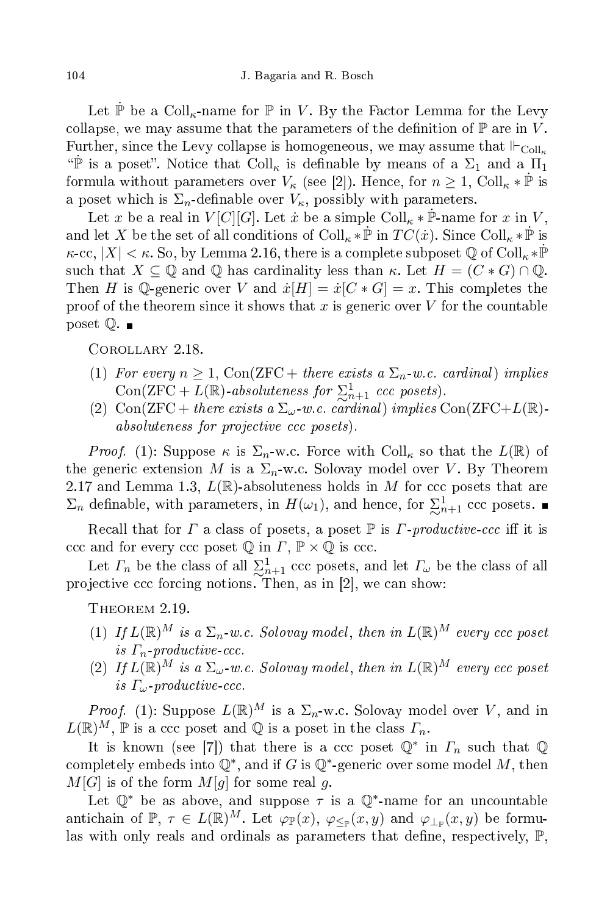Let $\dot{\mathbb{P}}$ be a $\mathrm{Coll}_\kappa$-name for $\mathbb{P}$ in $V$. By the Factor Lemma for the Levy collapse, we may assume that the parameters of the definition of $\mathbb{P}$ are in $V$. Further, since the Levy collapse is homogeneous, we may assume that $\Vdash_{\mathrm{Coll}_\kappa}$ "$\dot{\mathbb{P}}$ is a poset". Notice that $\mathrm{Coll}_\kappa$ is definable by means of a $\Sigma_1$ and a $\Pi_1$ formula without parameters over $V_\kappa$ (see [2]). Hence, for $n \geq 1$, $\mathrm{Coll}_\kappa * \dot{\mathbb{P}}$ is a poset which is $\Sigma_n$-definable over $V_\kappa$, possibly with parameters.

Let $x$ be a real in $V[C][G]$. Let $\dot{x}$ be a simple $\mathrm{Coll}_\kappa * \dot{\mathbb{P}}$-name for $x$ in $V$, and let $X$ be the set of all conditions of $\mathrm{Coll}_\kappa * \dot{\mathbb{P}}$ in $TC(\dot{x})$. Since $\mathrm{Coll}_\kappa * \dot{\mathbb{P}}$ is $\kappa$-cc, $|X| < \kappa$. So, by Lemma 2.16, there is a complete subposet $\mathbb{Q}$ of $\mathrm{Coll}_\kappa * \dot{\mathbb{P}}$ such that $X \subseteq \mathbb{Q}$ and $\mathbb{Q}$ has cardinality less than $\kappa$. Let $H = (C * G) \cap \mathbb{Q}$. Then $H$ is $\mathbb{Q}$-generic over $V$ and $\dot{x}[H] = \dot{x}[C * G] = x$. This completes the proof of the theorem since it shows that $x$ is generic over $V$ for the countable poset $\mathbb{Q}$. ∎

Corollary 2.18.

1. *For every $n \geq 1$,* Con(ZFC + *there exists a $\Sigma_n$-w.c. cardinal*) *implies* Con(ZFC + $L(\mathbb{R})$-*absoluteness for $\underset{\sim}{\Sigma}^1_{n+1}$ ccc posets*).
2. Con(ZFC + *there exists a $\Sigma_\omega$-w.c. cardinal*) *implies* Con(ZFC+$L(\mathbb{R})$-*absoluteness for projective ccc posets*).

*Proof.* (1): Suppose $\kappa$ is $\Sigma_n$-w.c. Force with $\mathrm{Coll}_\kappa$ so that the $L(\mathbb{R})$ of the generic extension $M$ is a $\Sigma_n$-w.c. Solovay model over $V$. By Theorem 2.17 and Lemma 1.3, $L(\mathbb{R})$-absoluteness holds in $M$ for ccc posets that are $\Sigma_n$ definable, with parameters, in $H(\omega_1)$, and hence, for $\underset{\sim}{\Sigma}^1_{n+1}$ ccc posets. ∎

Recall that for $\Gamma$ a class of posets, a poset $\mathbb{P}$ is *$\Gamma$-productive-ccc* iff it is ccc and for every ccc poset $\mathbb{Q}$ in $\Gamma$, $\mathbb{P} \times \mathbb{Q}$ is ccc.

Let $\Gamma_n$ be the class of all $\underset{\sim}{\Sigma}^1_{n+1}$ ccc posets, and let $\Gamma_\omega$ be the class of all projective ccc forcing notions. Then, as in [2], we can show:

Theorem 2.19.

1. *If $L(\mathbb{R})^M$ is a $\Sigma_n$-w.c. Solovay model, then in $L(\mathbb{R})^M$ every ccc poset is $\Gamma_n$-productive-ccc.*
2. *If $L(\mathbb{R})^M$ is a $\Sigma_\omega$-w.c. Solovay model, then in $L(\mathbb{R})^M$ every ccc poset is $\Gamma_\omega$-productive-ccc.*

*Proof.* (1): Suppose $L(\mathbb{R})^M$ is a $\Sigma_n$-w.c. Solovay model over $V$, and in $L(\mathbb{R})^M$, $\mathbb{P}$ is a ccc poset and $\mathbb{Q}$ is a poset in the class $\Gamma_n$.

It is known (see [7]) that there is a ccc poset $\mathbb{Q}^*$ in $\Gamma_n$ such that $\mathbb{Q}$ completely embeds into $\mathbb{Q}^*$, and if $G$ is $\mathbb{Q}^*$-generic over some model $M$, then $M[G]$ is of the form $M[g]$ for some real $g$.

Let $\mathbb{Q}^*$ be as above, and suppose $\tau$ is a $\mathbb{Q}^*$-name for an uncountable antichain of $\mathbb{P}$, $\tau \in L(\mathbb{R})^M$. Let $\varphi_{\mathbb{P}}(x)$, $\varphi_{\leq_{\mathbb{P}}}(x, y)$ and $\varphi_{\perp_{\mathbb{P}}}(x, y)$ be formulas with only reals and ordinals as parameters that define, respectively, $\mathbb{P}$,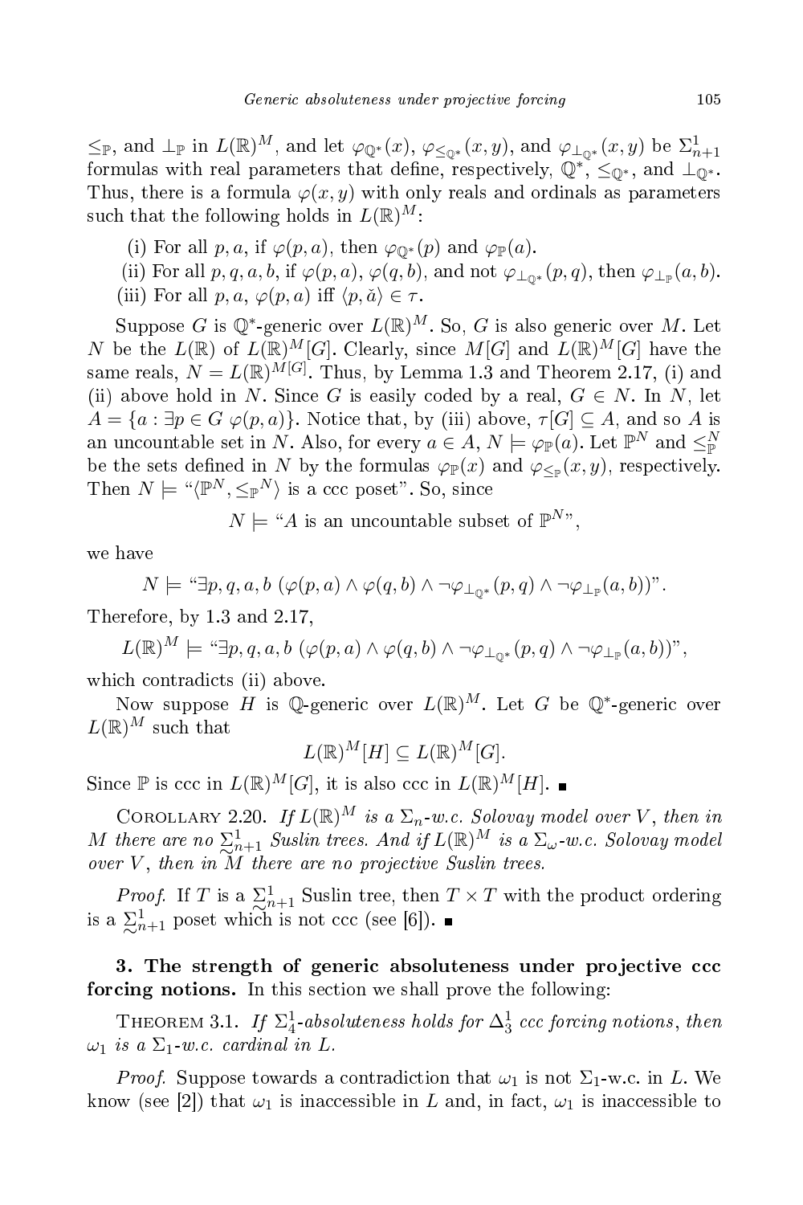$\leq_{\mathbb{P}}$, and $\perp_{\mathbb{P}}$ in $L(\mathbb{R})^M$, and let $\varphi_{\mathbb{Q}^*}(x)$, $\varphi_{\leq_{\mathbb{Q}^*}}(x,y)$, and $\varphi_{\perp_{\mathbb{Q}^*}}(x,y)$ be $\Sigma^1_{n+1}$ formulas with real parameters that define, respectively, $\mathbb{Q}^*$, $\leq_{\mathbb{Q}^*}$, and $\perp_{\mathbb{Q}^*}$. Thus, there is a formula $\varphi(x,y)$ with only reals and ordinals as parameters such that the following holds in $L(\mathbb{R})^M$:

(i) For all $p, a$, if $\varphi(p,a)$, then $\varphi_{\mathbb{Q}^*}(p)$ and $\varphi_{\mathbb{P}}(a)$.

(ii) For all $p, q, a, b$, if $\varphi(p,a)$, $\varphi(q,b)$, and not $\varphi_{\perp_{\mathbb{Q}^*}}(p,q)$, then $\varphi_{\perp_{\mathbb{P}}}(a,b)$.

(iii) For all $p, a$, $\varphi(p,a)$ iff $\langle p, \check{a}\rangle \in \tau$.

Suppose $G$ is $\mathbb{Q}^*$-generic over $L(\mathbb{R})^M$. So, $G$ is also generic over $M$. Let $N$ be the $L(\mathbb{R})$ of $L(\mathbb{R})^M[G]$. Clearly, since $M[G]$ and $L(\mathbb{R})^M[G]$ have the same reals, $N = L(\mathbb{R})^{M[G]}$. Thus, by Lemma 1.3 and Theorem 2.17, (i) and (ii) above hold in $N$. Since $G$ is easily coded by a real, $G \in N$. In $N$, let $A = \{a : \exists p \in G\ \varphi(p,a)\}$. Notice that, by (iii) above, $\tau[G] \subseteq A$, and so $A$ is an uncountable set in $N$. Also, for every $a \in A$, $N \models \varphi_{\mathbb{P}}(a)$. Let $\mathbb{P}^N$ and $\leq^N_{\mathbb{P}}$ be the sets defined in $N$ by the formulas $\varphi_{\mathbb{P}}(x)$ and $\varphi_{\leq_{\mathbb{P}}}(x,y)$, respectively. Then $N \models$ "$\langle \mathbb{P}^N, \leq_{\mathbb{P}}{}^N\rangle$ is a ccc poset". So, since

$$N \models \text{"}A \text{ is an uncountable subset of } \mathbb{P}^N\text{"},$$

we have

$$N \models \text{"}\exists p,q,a,b\ (\varphi(p,a) \wedge \varphi(q,b) \wedge \neg\varphi_{\perp_{\mathbb{Q}^*}}(p,q) \wedge \neg\varphi_{\perp_{\mathbb{P}}}(a,b))\text{"}.$$

Therefore, by 1.3 and 2.17,

$$L(\mathbb{R})^M \models \text{"}\exists p,q,a,b\ (\varphi(p,a) \wedge \varphi(q,b) \wedge \neg\varphi_{\perp_{\mathbb{Q}^*}}(p,q) \wedge \neg\varphi_{\perp_{\mathbb{P}}}(a,b))\text{"},$$

which contradicts (ii) above.

Now suppose $H$ is $\mathbb{Q}$-generic over $L(\mathbb{R})^M$. Let $G$ be $\mathbb{Q}^*$-generic over $L(\mathbb{R})^M$ such that

$$L(\mathbb{R})^M[H] \subseteq L(\mathbb{R})^M[G].$$

Since $\mathbb{P}$ is ccc in $L(\mathbb{R})^M[G]$, it is also ccc in $L(\mathbb{R})^M[H]$. ■

Corollary 2.20. *If $L(\mathbb{R})^M$ is a $\Sigma_n$-w.c. Solovay model over $V$, then in $M$ there are no $\underset{\sim}{\Sigma}^1_{n+1}$ Suslin trees. And if $L(\mathbb{R})^M$ is a $\Sigma_\omega$-w.c. Solovay model over $V$, then in $M$ there are no projective Suslin trees.*

*Proof.* If $T$ is a $\underset{\sim}{\Sigma}^1_{n+1}$ Suslin tree, then $T \times T$ with the product ordering is a $\underset{\sim}{\Sigma}^1_{n+1}$ poset which is not ccc (see [6]). ■

## 3. The strength of generic absoluteness under projective ccc forcing notions.

In this section we shall prove the following:

Theorem 3.1. *If $\Sigma^1_4$-absoluteness holds for $\Delta^1_3$ ccc forcing notions, then $\omega_1$ is a $\Sigma_1$-w.c. cardinal in $L$.*

*Proof.* Suppose towards a contradiction that $\omega_1$ is not $\Sigma_1$-w.c. in $L$. We know (see [2]) that $\omega_1$ is inaccessible in $L$ and, in fact, $\omega_1$ is inaccessible to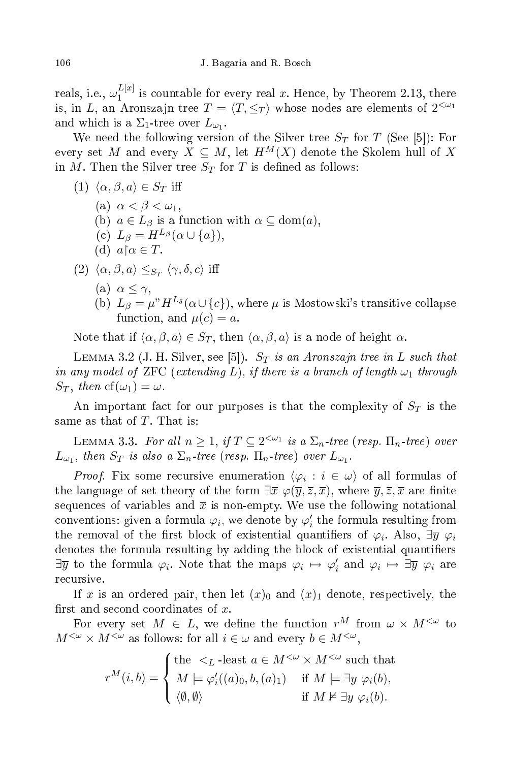reals, i.e., $\omega_1^{L[x]}$ is countable for every real $x$. Hence, by Theorem 2.13, there is, in $L$, an Aronszajn tree $T = \langle T, \leq_T \rangle$ whose nodes are elements of $2^{<\omega_1}$ and which is a $\Sigma_1$-tree over $L_{\omega_1}$.

We need the following version of the Silver tree $S_T$ for $T$ (See [5]): For every set $M$ and every $X \subseteq M$, let $H^M(X)$ denote the Skolem hull of $X$ in $M$. Then the Silver tree $S_T$ for $T$ is defined as follows:

(1) $\langle \alpha, \beta, a \rangle \in S_T$ iff

- (a) $\alpha < \beta < \omega_1$,
- (b) $a \in L_\beta$ is a function with $\alpha \subseteq \mathrm{dom}(a)$,
- (c) $L_\beta = H^{L_\beta}(\alpha \cup \{a\})$,
- (d) $a \restriction \alpha \in T$.

(2) $\langle \alpha, \beta, a \rangle \leq_{S_T} \langle \gamma, \delta, c \rangle$ iff

- (a) $\alpha \leq \gamma$,
- (b) $L_\beta = \mu$" $H^{L_\delta}(\alpha \cup \{c\})$, where $\mu$ is Mostowski's transitive collapse function, and $\mu(c) = a$.

Note that if $\langle \alpha, \beta, a \rangle \in S_T$, then $\langle \alpha, \beta, a \rangle$ is a node of height $\alpha$.

Lemma 3.2 (J. H. Silver, see [5]). *$S_T$ is an Aronszajn tree in $L$ such that in any model of* ZFC (*extending $L$*), *if there is a branch of length $\omega_1$ through $S_T$, then $\mathrm{cf}(\omega_1) = \omega$.*

An important fact for our purposes is that the complexity of $S_T$ is the same as that of $T$. That is:

Lemma 3.3. *For all $n \geq 1$, if $T \subseteq 2^{<\omega_1}$ is a $\Sigma_n$-tree (resp. $\Pi_n$-tree) over $L_{\omega_1}$, then $S_T$ is also a $\Sigma_n$-tree (resp. $\Pi_n$-tree) over $L_{\omega_1}$.*

*Proof.* Fix some recursive enumeration $\langle \varphi_i : i \in \omega \rangle$ of all formulas of the language of set theory of the form $\exists \overline{x}\ \varphi(\overline{y}, \overline{z}, \overline{x})$, where $\overline{y}, \overline{z}, \overline{x}$ are finite sequences of variables and $\overline{x}$ is non-empty. We use the following notational conventions: given a formula $\varphi_i$, we denote by $\varphi_i'$ the formula resulting from the removal of the first block of existential quantifiers of $\varphi_i$. Also, $\exists \overline{y}\ \varphi_i$ denotes the formula resulting by adding the block of existential quantifiers $\exists \overline{y}$ to the formula $\varphi_i$. Note that the maps $\varphi_i \mapsto \varphi_i'$ and $\varphi_i \mapsto \exists \overline{y}\ \varphi_i$ are recursive.

If $x$ is an ordered pair, then let $(x)_0$ and $(x)_1$ denote, respectively, the first and second coordinates of $x$.

For every set $M \in L$, we define the function $r^M$ from $\omega \times M^{<\omega}$ to $M^{<\omega} \times M^{<\omega}$ as follows: for all $i \in \omega$ and every $b \in M^{<\omega}$,

$$r^M(i, b) = \begin{cases} \text{the } <_L\text{-least } a \in M^{<\omega} \times M^{<\omega} \text{ such that} \\ M \models \varphi_i'((a)_0, b, (a)_1) \quad \text{if } M \models \exists y\ \varphi_i(b), \\ \langle \emptyset, \emptyset \rangle \quad \text{if } M \not\models \exists y\ \varphi_i(b). \end{cases}$$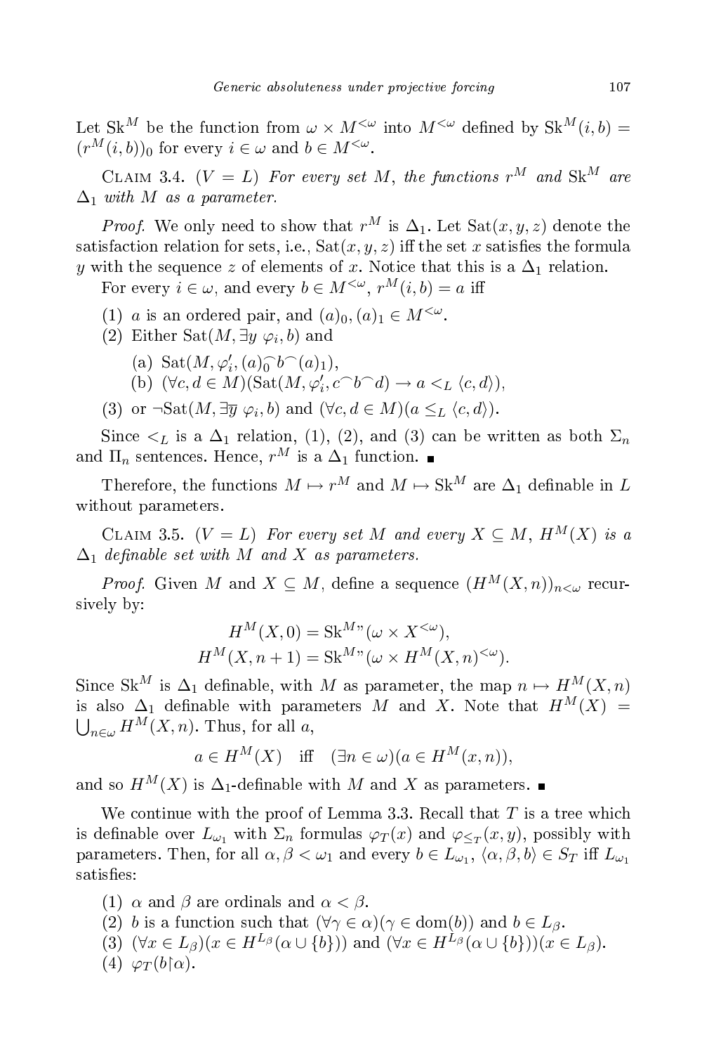Let $\mathrm{Sk}^M$ be the function from $\omega \times M^{<\omega}$ into $M^{<\omega}$ defined by $\mathrm{Sk}^M(i,b) = (r^M(i,b))_0$ for every $i \in \omega$ and $b \in M^{<\omega}$.

Claim 3.4. ($V = L$) *For every set $M$, the functions $r^M$ and $\mathrm{Sk}^M$ are $\Delta_1$ with $M$ as a parameter.*

*Proof.* We only need to show that $r^M$ is $\Delta_1$. Let $\mathrm{Sat}(x,y,z)$ denote the satisfaction relation for sets, i.e., $\mathrm{Sat}(x,y,z)$ iff the set $x$ satisfies the formula $y$ with the sequence $z$ of elements of $x$. Notice that this is a $\Delta_1$ relation.

For every $i \in \omega$, and every $b \in M^{<\omega}$, $r^M(i,b) = a$ iff

1. $a$ is an ordered pair, and $(a)_0, (a)_1 \in M^{<\omega}$.
2. Either $\mathrm{Sat}(M, \exists y\ \varphi_i, b)$ and
   (a) $\mathrm{Sat}(M, \varphi_i', (a)_0^\frown b^\frown (a)_1)$,
   (b) $(\forall c, d \in M)(\mathrm{Sat}(M, \varphi_i', c^\frown b^\frown d) \to a <_L \langle c, d\rangle)$,
3. or $\neg\mathrm{Sat}(M, \exists \overline{y}\ \varphi_i, b)$ and $(\forall c, d \in M)(a \leq_L \langle c, d\rangle)$.

Since $<_L$ is a $\Delta_1$ relation, (1), (2), and (3) can be written as both $\Sigma_n$ and $\Pi_n$ sentences. Hence, $r^M$ is a $\Delta_1$ function. ∎

Therefore, the functions $M \mapsto r^M$ and $M \mapsto \mathrm{Sk}^M$ are $\Delta_1$ definable in $L$ without parameters.

Claim 3.5. ($V = L$) *For every set $M$ and every $X \subseteq M$, $H^M(X)$ is a $\Delta_1$ definable set with $M$ and $X$ as parameters.*

*Proof.* Given $M$ and $X \subseteq M$, define a sequence $(H^M(X,n))_{n<\omega}$ recursively by:

$$H^M(X,0) = \mathrm{Sk}^M{}''(\omega \times X^{<\omega}),$$
$$H^M(X,n+1) = \mathrm{Sk}^M{}''(\omega \times H^M(X,n)^{<\omega}).$$

Since $\mathrm{Sk}^M$ is $\Delta_1$ definable, with $M$ as parameter, the map $n \mapsto H^M(X,n)$ is also $\Delta_1$ definable with parameters $M$ and $X$. Note that $H^M(X) = \bigcup_{n\in\omega} H^M(X,n)$. Thus, for all $a$,

$$a \in H^M(X) \quad \text{iff} \quad (\exists n \in \omega)(a \in H^M(x,n)),$$

and so $H^M(X)$ is $\Delta_1$-definable with $M$ and $X$ as parameters. ∎

We continue with the proof of Lemma 3.3. Recall that $T$ is a tree which is definable over $L_{\omega_1}$ with $\Sigma_n$ formulas $\varphi_T(x)$ and $\varphi_{\leq_T}(x,y)$, possibly with parameters. Then, for all $\alpha, \beta < \omega_1$ and every $b \in L_{\omega_1}$, $\langle \alpha, \beta, b\rangle \in S_T$ iff $L_{\omega_1}$ satisfies:

1. $\alpha$ and $\beta$ are ordinals and $\alpha < \beta$.
2. $b$ is a function such that $(\forall \gamma \in \alpha)(\gamma \in \mathrm{dom}(b))$ and $b \in L_\beta$.
3. $(\forall x \in L_\beta)(x \in H^{L_\beta}(\alpha \cup \{b\}))$ and $(\forall x \in H^{L_\beta}(\alpha \cup \{b\}))(x \in L_\beta)$.
4. $\varphi_T(b{\restriction}\alpha)$.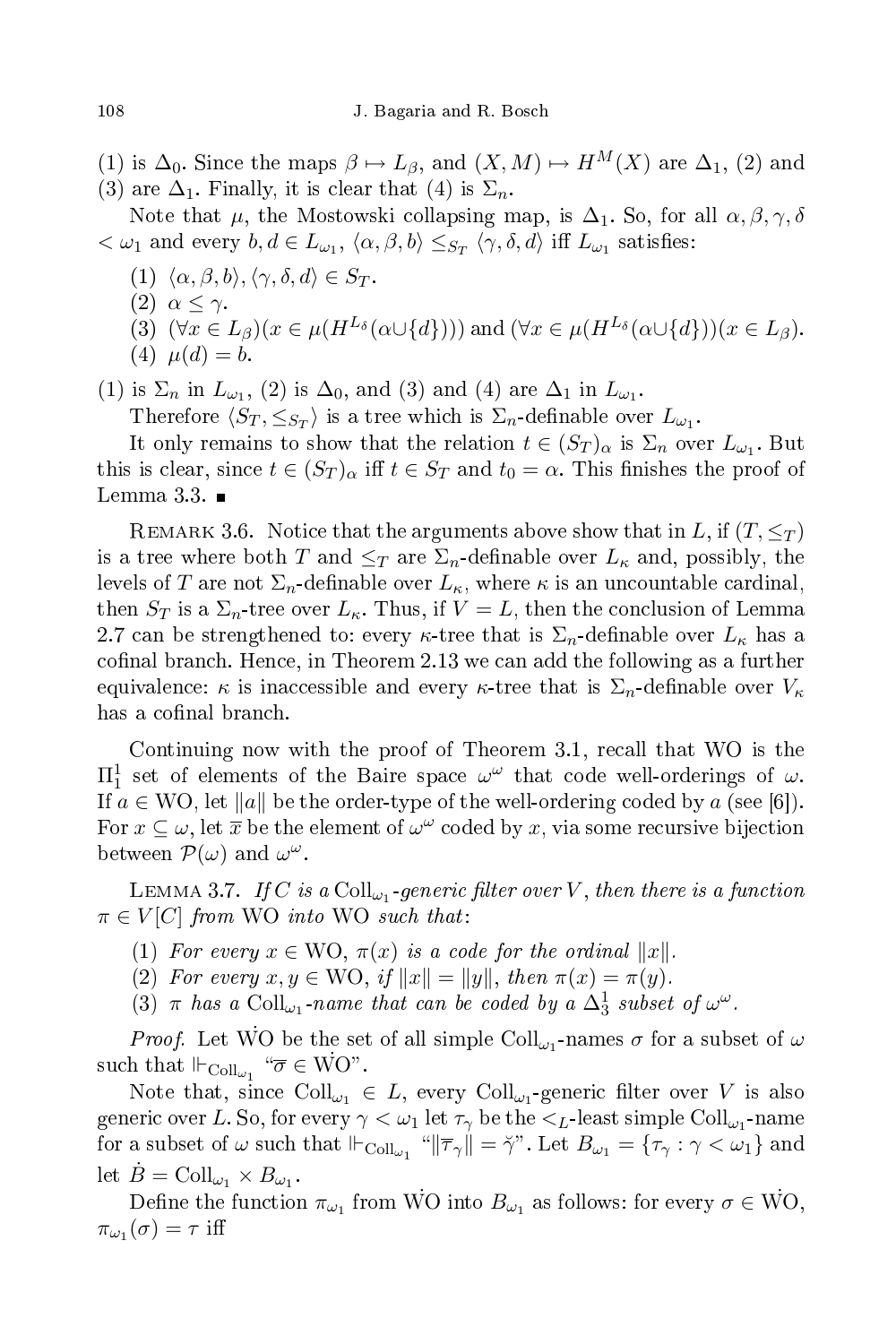(1) is $\Delta_0$. Since the maps $\beta \mapsto L_\beta$, and $(X, M) \mapsto H^M(X)$ are $\Delta_1$, (2) and (3) are $\Delta_1$. Finally, it is clear that (4) is $\Sigma_n$.

Note that $\mu$, the Mostowski collapsing map, is $\Delta_1$. So, for all $\alpha, \beta, \gamma, \delta < \omega_1$ and every $b, d \in L_{\omega_1}$, $\langle \alpha, \beta, b\rangle \leq_{S_T} \langle \gamma, \delta, d\rangle$ iff $L_{\omega_1}$ satisfies:

(1) $\langle \alpha, \beta, b\rangle, \langle \gamma, \delta, d\rangle \in S_T$.
(2) $\alpha \leq \gamma$.
(3) $(\forall x \in L_\beta)(x \in \mu(H^{L_\delta}(\alpha \cup \{d\})))$ and $(\forall x \in \mu(H^{L_\delta}(\alpha \cup \{d\}))(x \in L_\beta)$.
(4) $\mu(d) = b$.

(1) is $\Sigma_n$ in $L_{\omega_1}$, (2) is $\Delta_0$, and (3) and (4) are $\Delta_1$ in $L_{\omega_1}$.

Therefore $\langle S_T, \leq_{S_T}\rangle$ is a tree which is $\Sigma_n$-definable over $L_{\omega_1}$.

It only remains to show that the relation $t \in (S_T)_\alpha$ is $\Sigma_n$ over $L_{\omega_1}$. But this is clear, since $t \in (S_T)_\alpha$ iff $t \in S_T$ and $t_0 = \alpha$. This finishes the proof of Lemma 3.3. ∎

Remark 3.6. Notice that the arguments above show that in $L$, if $(T, \leq_T)$ is a tree where both $T$ and $\leq_T$ are $\Sigma_n$-definable over $L_\kappa$ and, possibly, the levels of $T$ are not $\Sigma_n$-definable over $L_\kappa$, where $\kappa$ is an uncountable cardinal, then $S_T$ is a $\Sigma_n$-tree over $L_\kappa$. Thus, if $V = L$, then the conclusion of Lemma 2.7 can be strengthened to: every $\kappa$-tree that is $\Sigma_n$-definable over $L_\kappa$ has a cofinal branch. Hence, in Theorem 2.13 we can add the following as a further equivalence: $\kappa$ is inaccessible and every $\kappa$-tree that is $\Sigma_n$-definable over $V_\kappa$ has a cofinal branch.

Continuing now with the proof of Theorem 3.1, recall that WO is the $\Pi^1_1$ set of elements of the Baire space $\omega^\omega$ that code well-orderings of $\omega$. If $a \in \mathrm{WO}$, let $\|a\|$ be the order-type of the well-ordering coded by $a$ (see [6]). For $x \subseteq \omega$, let $\overline{x}$ be the element of $\omega^\omega$ coded by $x$, via some recursive bijection between $\mathcal{P}(\omega)$ and $\omega^\omega$.

Lemma 3.7. *If $C$ is a $\mathrm{Coll}_{\omega_1}$-generic filter over $V$, then there is a function $\pi \in V[C]$ from* WO *into* WO *such that*:

(1) *For every $x \in \mathrm{WO}$, $\pi(x)$ is a code for the ordinal $\|x\|$.*
(2) *For every $x, y \in \mathrm{WO}$, if $\|x\| = \|y\|$, then $\pi(x) = \pi(y)$.*
(3) *$\pi$ has a $\mathrm{Coll}_{\omega_1}$-name that can be coded by a $\Delta^1_3$ subset of $\omega^\omega$.*

*Proof.* Let $\dot{\mathrm{WO}}$ be the set of all simple $\mathrm{Coll}_{\omega_1}$-names $\sigma$ for a subset of $\omega$ such that $\Vdash_{\mathrm{Coll}_{\omega_1}}$ "$\overline{\sigma} \in \dot{\mathrm{WO}}$".

Note that, since $\mathrm{Coll}_{\omega_1} \in L$, every $\mathrm{Coll}_{\omega_1}$-generic filter over $V$ is also generic over $L$. So, for every $\gamma < \omega_1$ let $\tau_\gamma$ be the $<_L$-least simple $\mathrm{Coll}_{\omega_1}$-name for a subset of $\omega$ such that $\Vdash_{\mathrm{Coll}_{\omega_1}}$ "$\|\overline{\tau}_\gamma\| = \check{\gamma}$". Let $B_{\omega_1} = \{\tau_\gamma : \gamma < \omega_1\}$ and let $\dot{B} = \mathrm{Coll}_{\omega_1} \times B_{\omega_1}$.

Define the function $\pi_{\omega_1}$ from $\dot{\mathrm{WO}}$ into $B_{\omega_1}$ as follows: for every $\sigma \in \dot{\mathrm{WO}}$, $\pi_{\omega_1}(\sigma) = \tau$ iff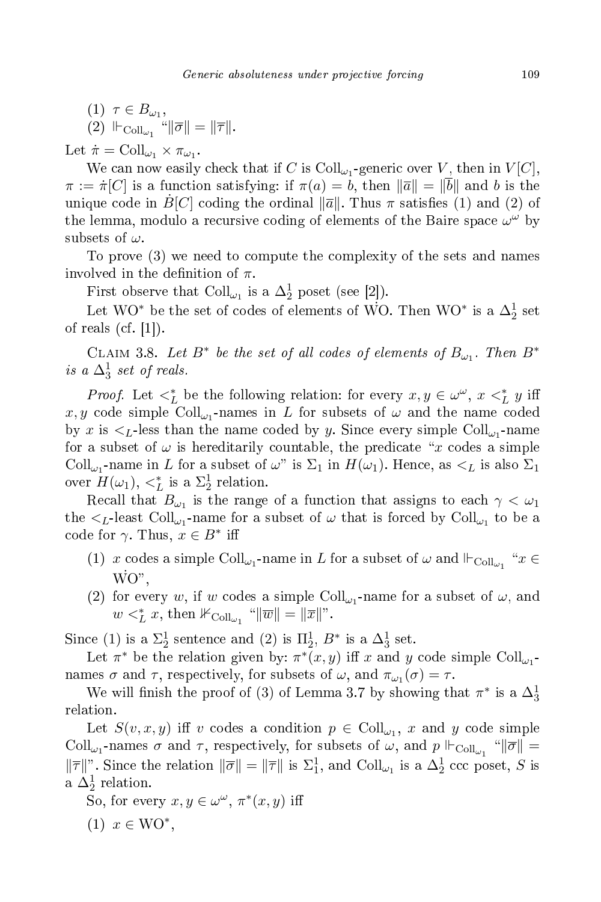(1) $\tau \in B_{\omega_1}$,

(2) $\Vdash_{\mathrm{Coll}_{\omega_1}}$ "$\|\overline{\sigma}\| = \|\overline{\tau}\|$.

Let $\dot{\pi} = \mathrm{Coll}_{\omega_1} \times \pi_{\omega_1}$.

We can now easily check that if $C$ is $\mathrm{Coll}_{\omega_1}$-generic over $V$, then in $V[C]$, $\pi := \dot{\pi}[C]$ is a function satisfying: if $\pi(a) = b$, then $\|\overline{a}\| = \|\overline{b}\|$ and $b$ is the unique code in $\dot{B}[C]$ coding the ordinal $\|\overline{a}\|$. Thus $\pi$ satisfies (1) and (2) of the lemma, modulo a recursive coding of elements of the Baire space $\omega^\omega$ by subsets of $\omega$.

To prove (3) we need to compute the complexity of the sets and names involved in the definition of $\pi$.

First observe that $\mathrm{Coll}_{\omega_1}$ is a $\Delta^1_2$ poset (see [2]).

Let $\mathrm{WO}^*$ be the set of codes of elements of $\dot{\mathrm{WO}}$. Then $\mathrm{WO}^*$ is a $\Delta^1_2$ set of reals (cf. [1]).

Claim 3.8. *Let $B^*$ be the set of all codes of elements of $B_{\omega_1}$. Then $B^*$ is a $\Delta^1_3$ set of reals.*

*Proof.* Let $<^*_L$ be the following relation: for every $x, y \in \omega^\omega$, $x <^*_L y$ iff $x, y$ code simple $\mathrm{Coll}_{\omega_1}$-names in $L$ for subsets of $\omega$ and the name coded by $x$ is $<_L$-less than the name coded by $y$. Since every simple $\mathrm{Coll}_{\omega_1}$-name for a subset of $\omega$ is hereditarily countable, the predicate "$x$ codes a simple $\mathrm{Coll}_{\omega_1}$-name in $L$ for a subset of $\omega$" is $\Sigma_1$ in $H(\omega_1)$. Hence, as $<_L$ is also $\Sigma_1$ over $H(\omega_1)$, $<^*_L$ is a $\Sigma^1_2$ relation.

Recall that $B_{\omega_1}$ is the range of a function that assigns to each $\gamma < \omega_1$ the $<_L$-least $\mathrm{Coll}_{\omega_1}$-name for a subset of $\omega$ that is forced by $\mathrm{Coll}_{\omega_1}$ to be a code for $\gamma$. Thus, $x \in B^*$ iff

(1) $x$ codes a simple $\mathrm{Coll}_{\omega_1}$-name in $L$ for a subset of $\omega$ and $\Vdash_{\mathrm{Coll}_{\omega_1}}$ "$x \in \dot{\mathrm{WO}}$",

(2) for every $w$, if $w$ codes a simple $\mathrm{Coll}_{\omega_1}$-name for a subset of $\omega$, and $w <^*_L x$, then $\nVdash_{\mathrm{Coll}_{\omega_1}}$ "$\|\overline{w}\| = \|\overline{x}\|$".

Since (1) is a $\Sigma^1_2$ sentence and (2) is $\Pi^1_2$, $B^*$ is a $\Delta^1_3$ set.

Let $\pi^*$ be the relation given by: $\pi^*(x, y)$ iff $x$ and $y$ code simple $\mathrm{Coll}_{\omega_1}$-names $\sigma$ and $\tau$, respectively, for subsets of $\omega$, and $\pi_{\omega_1}(\sigma) = \tau$.

We will finish the proof of (3) of Lemma 3.7 by showing that $\pi^*$ is a $\Delta^1_3$ relation.

Let $S(v, x, y)$ iff $v$ codes a condition $p \in \mathrm{Coll}_{\omega_1}$, $x$ and $y$ code simple $\mathrm{Coll}_{\omega_1}$-names $\sigma$ and $\tau$, respectively, for subsets of $\omega$, and $p \Vdash_{\mathrm{Coll}_{\omega_1}}$ "$\|\overline{\sigma}\| = \|\overline{\tau}\|$". Since the relation $\|\overline{\sigma}\| = \|\overline{\tau}\|$ is $\Sigma^1_1$, and $\mathrm{Coll}_{\omega_1}$ is a $\Delta^1_2$ ccc poset, $S$ is a $\Delta^1_2$ relation.

So, for every $x, y \in \omega^\omega$, $\pi^*(x, y)$ iff

(1) $x \in \mathrm{WO}^*$,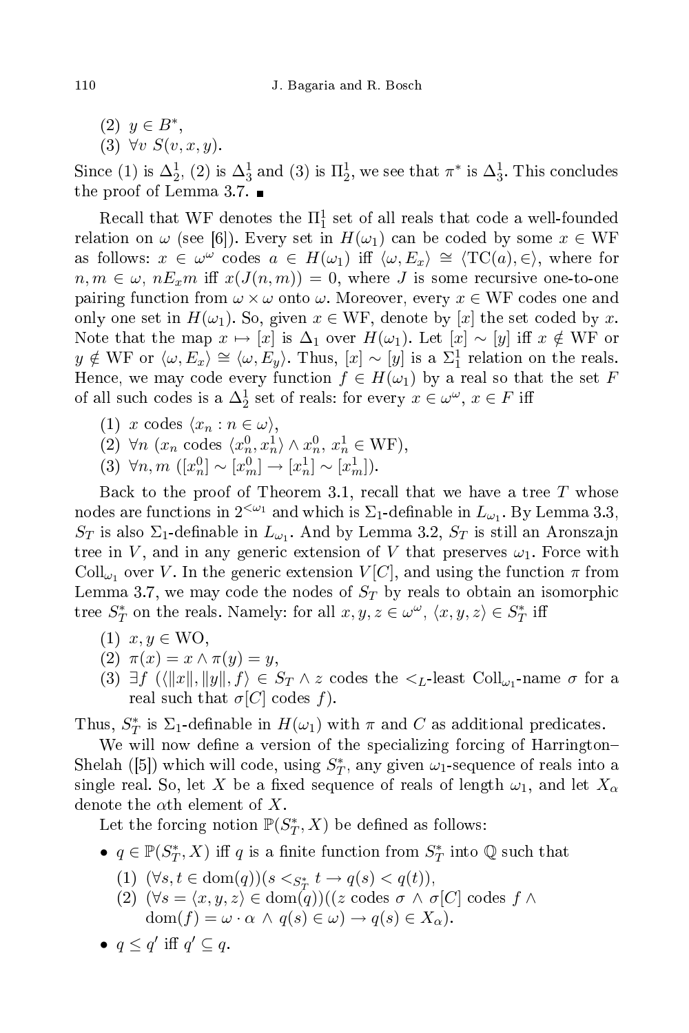(2) $y \in B^*$,

(3) $\forall v\ S(v, x, y)$.

Since (1) is $\Delta^1_2$, (2) is $\Delta^1_3$ and (3) is $\Pi^1_2$, we see that $\pi^*$ is $\Delta^1_3$. This concludes the proof of Lemma 3.7. ■

Recall that WF denotes the $\Pi^1_1$ set of all reals that code a well-founded relation on $\omega$ (see [6]). Every set in $H(\omega_1)$ can be coded by some $x \in \mathrm{WF}$ as follows: $x \in \omega^\omega$ codes $a \in H(\omega_1)$ iff $\langle \omega, E_x \rangle \cong \langle \mathrm{TC}(a), \in \rangle$, where for $n, m \in \omega$, $n E_x m$ iff $x(J(n,m)) = 0$, where $J$ is some recursive one-to-one pairing function from $\omega \times \omega$ onto $\omega$. Moreover, every $x \in \mathrm{WF}$ codes one and only one set in $H(\omega_1)$. So, given $x \in \mathrm{WF}$, denote by $[x]$ the set coded by $x$. Note that the map $x \mapsto [x]$ is $\Delta_1$ over $H(\omega_1)$. Let $[x] \sim [y]$ iff $x \notin \mathrm{WF}$ or $y \notin \mathrm{WF}$ or $\langle \omega, E_x \rangle \cong \langle \omega, E_y \rangle$. Thus, $[x] \sim [y]$ is a $\Sigma^1_1$ relation on the reals. Hence, we may code every function $f \in H(\omega_1)$ by a real so that the set $F$ of all such codes is a $\Delta^1_2$ set of reals: for every $x \in \omega^\omega$, $x \in F$ iff

(1) $x$ codes $\langle x_n : n \in \omega \rangle$,

(2) $\forall n\ (x_n \text{ codes } \langle x^0_n, x^1_n \rangle \wedge x^0_n,\, x^1_n \in \mathrm{WF})$,

(3) $\forall n, m\ ([x^0_n] \sim [x^0_m] \to [x^1_n] \sim [x^1_m])$.

Back to the proof of Theorem 3.1, recall that we have a tree $T$ whose nodes are functions in $2^{<\omega_1}$ and which is $\Sigma_1$-definable in $L_{\omega_1}$. By Lemma 3.3, $S_T$ is also $\Sigma_1$-definable in $L_{\omega_1}$. And by Lemma 3.2, $S_T$ is still an Aronszajn tree in $V$, and in any generic extension of $V$ that preserves $\omega_1$. Force with $\mathrm{Coll}_{\omega_1}$ over $V$. In the generic extension $V[C]$, and using the function $\pi$ from Lemma 3.7, we may code the nodes of $S_T$ by reals to obtain an isomorphic tree $S^*_T$ on the reals. Namely: for all $x, y, z \in \omega^\omega$, $\langle x, y, z \rangle \in S^*_T$ iff

(1) $x, y \in \mathrm{WO}$,

(2) $\pi(x) = x \wedge \pi(y) = y$,

(3) $\exists f\ (\langle \|x\|, \|y\|, f \rangle \in S_T \wedge z$ codes the $<_L$-least $\mathrm{Coll}_{\omega_1}$-name $\sigma$ for a real such that $\sigma[C]$ codes $f$).

Thus, $S^*_T$ is $\Sigma_1$-definable in $H(\omega_1)$ with $\pi$ and $C$ as additional predicates.

We will now define a version of the specializing forcing of Harrington–Shelah ([5]) which will code, using $S^*_T$, any given $\omega_1$-sequence of reals into a single real. So, let $X$ be a fixed sequence of reals of length $\omega_1$, and let $X_\alpha$ denote the $\alpha$th element of $X$.

Let the forcing notion $\mathbb{P}(S^*_T, X)$ be defined as follows:

- $q \in \mathbb{P}(S^*_T, X)$ iff $q$ is a finite function from $S^*_T$ into $\mathbb{Q}$ such that
  (1) $(\forall s, t \in \mathrm{dom}(q))(s <_{S^*_T} t \to q(s) < q(t))$,
  (2) $(\forall s = \langle x, y, z \rangle \in \mathrm{dom}(q))((z \text{ codes } \sigma \wedge \sigma[C] \text{ codes } f \wedge \mathrm{dom}(f) = \omega \cdot \alpha \wedge q(s) \in \omega) \to q(s) \in X_\alpha)$.
- $q \leq q'$ iff $q' \subseteq q$.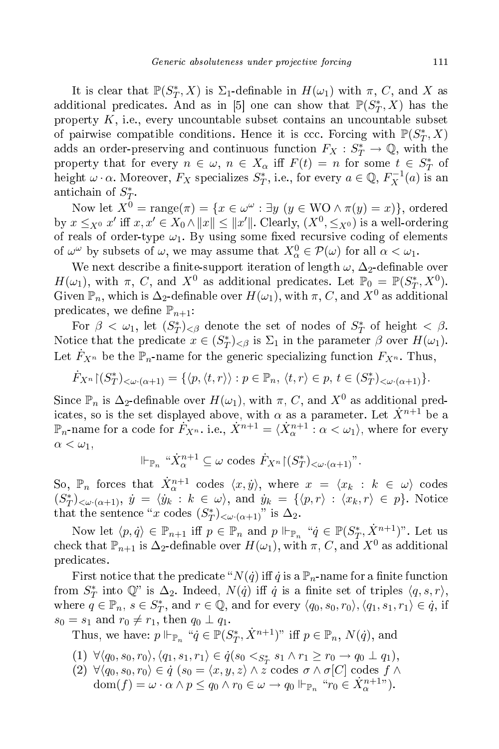It is clear that $\mathbb{P}(S_T^*, X)$ is $\Sigma_1$-definable in $H(\omega_1)$ with $\pi$, $C$, and $X$ as additional predicates. And as in [5] one can show that $\mathbb{P}(S_T^*, X)$ has the property $K$, i.e., every uncountable subset contains an uncountable subset of pairwise compatible conditions. Hence it is ccc. Forcing with $\mathbb{P}(S_T^*, X)$ adds an order-preserving and continuous function $F_X : S_T^* \to \mathbb{Q}$, with the property that for every $n \in \omega$, $n \in X_\alpha$ iff $F(t) = n$ for some $t \in S_T^*$ of height $\omega \cdot \alpha$. Moreover, $F_X$ specializes $S_T^*$, i.e., for every $a \in \mathbb{Q}$, $F_X^{-1}(a)$ is an antichain of $S_T^*$.

Now let $X^0 = \mathrm{range}(\pi) = \{x \in \omega^\omega : \exists y\ (y \in \mathrm{WO} \wedge \pi(y) = x)\}$, ordered by $x \leq_{X^0} x'$ iff $x, x' \in X_0 \wedge \|x\| \leq \|x'\|$. Clearly, $(X^0, \leq_{X^0})$ is a well-ordering of reals of order-type $\omega_1$. By using some fixed recursive coding of elements of $\omega^\omega$ by subsets of $\omega$, we may assume that $X_\alpha^0 \in \mathcal{P}(\omega)$ for all $\alpha < \omega_1$.

We next describe a finite-support iteration of length $\omega$, $\Delta_2$-definable over $H(\omega_1)$, with $\pi$, $C$, and $X^0$ as additional predicates. Let $\mathbb{P}_0 = \mathbb{P}(S_T^*, X^0)$. Given $\mathbb{P}_n$, which is $\Delta_2$-definable over $H(\omega_1)$, with $\pi$, $C$, and $X^0$ as additional predicates, we define $\mathbb{P}_{n+1}$:

For $\beta < \omega_1$, let $(S_T^*)_{<\beta}$ denote the set of nodes of $S_T^*$ of height $< \beta$. Notice that the predicate $x \in (S_T^*)_{<\beta}$ is $\Sigma_1$ in the parameter $\beta$ over $H(\omega_1)$. Let $\dot{F}_{X^n}$ be the $\mathbb{P}_n$-name for the generic specializing function $F_{X^n}$. Thus,

$$\dot{F}_{X^n} {\restriction} (S_T^*)_{<\omega\cdot(\alpha+1)} = \{\langle p, \langle t, r\rangle\rangle : p \in \mathbb{P}_n,\ \langle t, r\rangle \in p,\ t \in (S_T^*)_{<\omega\cdot(\alpha+1)}\}.$$

Since $\mathbb{P}_n$ is $\Delta_2$-definable over $H(\omega_1)$, with $\pi$, $C$, and $X^0$ as additional predicates, so is the set displayed above, with $\alpha$ as a parameter. Let $\dot{X}^{n+1}$ be a $\mathbb{P}_n$-name for a code for $\dot{F}_{X^n}$. i.e., $\dot{X}^{n+1} = \langle \dot{X}_\alpha^{n+1} : \alpha < \omega_1\rangle$, where for every $\alpha < \omega_1$,

$$\Vdash_{\mathbb{P}_n} \text{“}\dot{X}_\alpha^{n+1} \subseteq \omega \text{ codes } \dot{F}_{X^n} {\restriction} (S_T^*)_{<\omega\cdot(\alpha+1)}\text{”}.$$

So, $\mathbb{P}_n$ forces that $\dot{X}_\alpha^{n+1}$ codes $\langle x, \dot{y}\rangle$, where $x = \langle x_k : k \in \omega\rangle$ codes $(S_T^*)_{<\omega\cdot(\alpha+1)}$, $\dot{y} = \langle \dot{y}_k : k \in \omega\rangle$, and $\dot{y}_k = \{\langle p, r\rangle : \langle x_k, r\rangle \in p\}$. Notice that the sentence “$x$ codes $(S_T^*)_{<\omega\cdot(\alpha+1)}$” is $\Delta_2$.

Now let $\langle p, \dot{q}\rangle \in \mathbb{P}_{n+1}$ iff $p \in \mathbb{P}_n$ and $p \Vdash_{\mathbb{P}_n}$ “$\dot{q} \in \mathbb{P}(S_T^*, \dot{X}^{n+1})$”. Let us check that $\mathbb{P}_{n+1}$ is $\Delta_2$-definable over $H(\omega_1)$, with $\pi$, $C$, and $X^0$ as additional predicates.

First notice that the predicate “$N(\dot{q})$ iff $\dot{q}$ is a $\mathbb{P}_n$-name for a finite function from $S_T^*$ into $\mathbb{Q}$” is $\Delta_2$. Indeed, $N(\dot{q})$ iff $\dot{q}$ is a finite set of triples $\langle q, s, r\rangle$, where $q \in \mathbb{P}_n$, $s \in S_T^*$, and $r \in \mathbb{Q}$, and for every $\langle q_0, s_0, r_0\rangle, \langle q_1, s_1, r_1\rangle \in \dot{q}$, if $s_0 = s_1$ and $r_0 \neq r_1$, then $q_0 \perp q_1$.

Thus, we have: $p \Vdash_{\mathbb{P}_n}$ “$\dot{q} \in \mathbb{P}(S_T^*, \dot{X}^{n+1})$” iff $p \in \mathbb{P}_n$, $N(\dot{q})$, and

(1) $\forall \langle q_0, s_0, r_0\rangle, \langle q_1, s_1, r_1\rangle \in \dot{q}(s_0 <_{S_T^*} s_1 \wedge r_1 \geq r_0 \to q_0 \perp q_1)$,

(2) $\forall \langle q_0, s_0, r_0\rangle \in \dot{q}\ (s_0 = \langle x, y, z\rangle \wedge z \text{ codes } \sigma \wedge \sigma[C] \text{ codes } f \wedge \mathrm{dom}(f) = \omega\cdot\alpha \wedge p \leq q_0 \wedge r_0 \in \omega \to q_0 \Vdash_{\mathbb{P}_n} \text{“}r_0 \in \dot{X}_\alpha^{n+1}\text{”})$.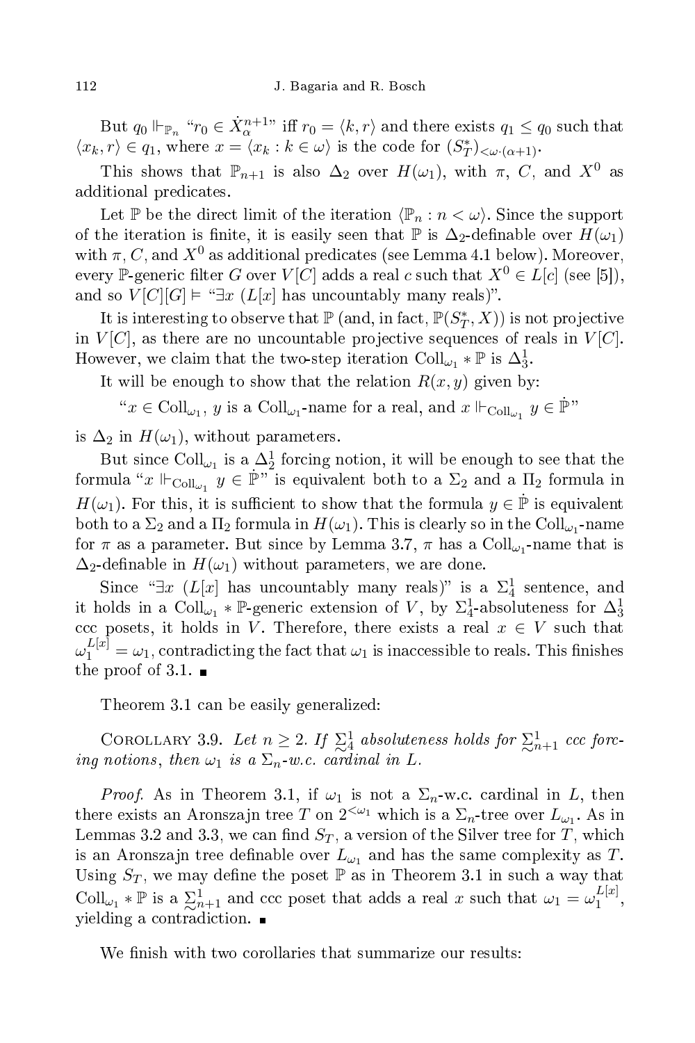But $q_0 \Vdash_{\mathbb{P}_n}$ "$r_0 \in \dot{X}^{n+1}_\alpha$" iff $r_0 = \langle k, r\rangle$ and there exists $q_1 \leq q_0$ such that $\langle x_k, r\rangle \in q_1$, where $x = \langle x_k : k \in \omega\rangle$ is the code for $(S^*_T)_{<\omega\cdot(\alpha+1)}$.

This shows that $\mathbb{P}_{n+1}$ is also $\Delta_2$ over $H(\omega_1)$, with $\pi$, $C$, and $X^0$ as additional predicates.

Let $\mathbb{P}$ be the direct limit of the iteration $\langle \mathbb{P}_n : n < \omega\rangle$. Since the support of the iteration is finite, it is easily seen that $\mathbb{P}$ is $\Delta_2$-definable over $H(\omega_1)$ with $\pi$, $C$, and $X^0$ as additional predicates (see Lemma 4.1 below). Moreover, every $\mathbb{P}$-generic filter $G$ over $V[C]$ adds a real $c$ such that $X^0 \in L[c]$ (see [5]), and so $V[C][G] \models$ "$\exists x\ (L[x]$ has uncountably many reals)".

It is interesting to observe that $\mathbb{P}$ (and, in fact, $\mathbb{P}(S^*_T, X)$) is not projective in $V[C]$, as there are no uncountable projective sequences of reals in $V[C]$. However, we claim that the two-step iteration $\mathrm{Coll}_{\omega_1} * \mathbb{P}$ is $\Delta^1_3$.

It will be enough to show that the relation $R(x,y)$ given by:

"$x \in \mathrm{Coll}_{\omega_1}$, $y$ is a $\mathrm{Coll}_{\omega_1}$-name for a real, and $x \Vdash_{\mathrm{Coll}_{\omega_1}} y \in \dot{\mathbb{P}}$"

is $\Delta_2$ in $H(\omega_1)$, without parameters.

But since $\mathrm{Coll}_{\omega_1}$ is a $\Delta^1_2$ forcing notion, it will be enough to see that the formula "$x \Vdash_{\mathrm{Coll}_{\omega_1}} y \in \dot{\mathbb{P}}$" is equivalent both to a $\Sigma_2$ and a $\Pi_2$ formula in $H(\omega_1)$. For this, it is sufficient to show that the formula $y \in \dot{\mathbb{P}}$ is equivalent both to a $\Sigma_2$ and a $\Pi_2$ formula in $H(\omega_1)$. This is clearly so in the $\mathrm{Coll}_{\omega_1}$-name for $\pi$ as a parameter. But since by Lemma 3.7, $\pi$ has a $\mathrm{Coll}_{\omega_1}$-name that is $\Delta_2$-definable in $H(\omega_1)$ without parameters, we are done.

Since "$\exists x\ (L[x]$ has uncountably many reals)" is a $\Sigma^1_4$ sentence, and it holds in a $\mathrm{Coll}_{\omega_1} * \mathbb{P}$-generic extension of $V$, by $\Sigma^1_4$-absoluteness for $\Delta^1_3$ ccc posets, it holds in $V$. Therefore, there exists a real $x \in V$ such that $\omega_1^{L[x]} = \omega_1$, contradicting the fact that $\omega_1$ is inaccessible to reals. This finishes the proof of 3.1. ∎

Theorem 3.1 can be easily generalized:

Corollary 3.9. *Let $n \geq 2$. If $\undertilde{\Sigma}^1_4$ absoluteness holds for $\undertilde{\Sigma}^1_{n+1}$ ccc forcing notions, then $\omega_1$ is a $\Sigma_n$-w.c. cardinal in $L$.*

*Proof.* As in Theorem 3.1, if $\omega_1$ is not a $\Sigma_n$-w.c. cardinal in $L$, then there exists an Aronszajn tree $T$ on $2^{<\omega_1}$ which is a $\Sigma_n$-tree over $L_{\omega_1}$. As in Lemmas 3.2 and 3.3, we can find $S_T$, a version of the Silver tree for $T$, which is an Aronszajn tree definable over $L_{\omega_1}$ and has the same complexity as $T$. Using $S_T$, we may define the poset $\mathbb{P}$ as in Theorem 3.1 in such a way that $\mathrm{Coll}_{\omega_1} * \mathbb{P}$ is a $\undertilde{\Sigma}^1_{n+1}$ and ccc poset that adds a real $x$ such that $\omega_1 = \omega_1^{L[x]}$, yielding a contradiction. ∎

We finish with two corollaries that summarize our results: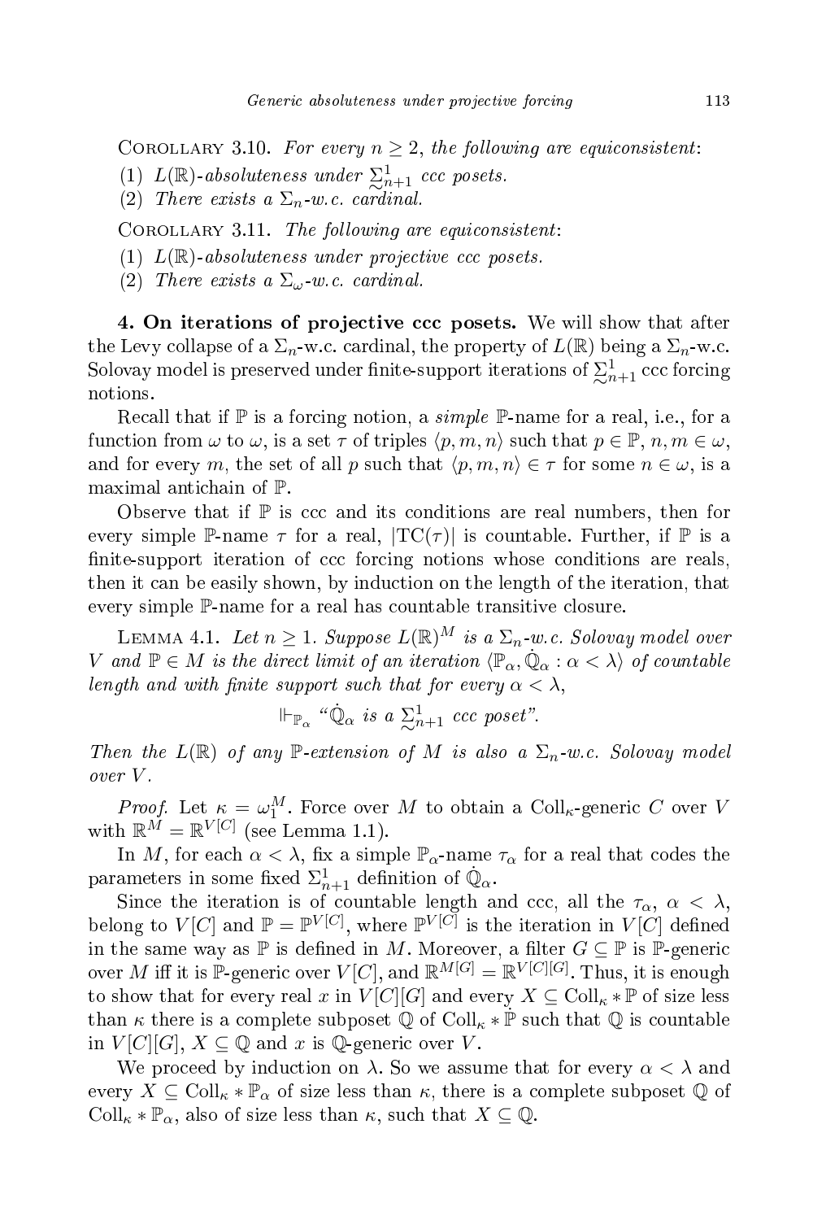COROLLARY 3.10. *For every $n \geq 2$, the following are equiconsistent*:

(1) *$L(\mathbb{R})$-absoluteness under $\underset{\sim}{\Sigma}^1_{n+1}$ ccc posets.*
(2) *There exists a $\Sigma_n$-w.c. cardinal.*

COROLLARY 3.11. *The following are equiconsistent*:

(1) *$L(\mathbb{R})$-absoluteness under projective ccc posets.*
(2) *There exists a $\Sigma_\omega$-w.c. cardinal.*

**4. On iterations of projective ccc posets.** We will show that after the Levy collapse of a $\Sigma_n$-w.c. cardinal, the property of $L(\mathbb{R})$ being a $\Sigma_n$-w.c. Solovay model is preserved under finite-support iterations of $\underset{\sim}{\Sigma}^1_{n+1}$ ccc forcing notions.

Recall that if $\mathbb{P}$ is a forcing notion, a *simple* $\mathbb{P}$-name for a real, i.e., for a function from $\omega$ to $\omega$, is a set $\tau$ of triples $\langle p, m, n\rangle$ such that $p \in \mathbb{P}$, $n, m \in \omega$, and for every $m$, the set of all $p$ such that $\langle p, m, n\rangle \in \tau$ for some $n \in \omega$, is a maximal antichain of $\mathbb{P}$.

Observe that if $\mathbb{P}$ is ccc and its conditions are real numbers, then for every simple $\mathbb{P}$-name $\tau$ for a real, $|\mathrm{TC}(\tau)|$ is countable. Further, if $\mathbb{P}$ is a finite-support iteration of ccc forcing notions whose conditions are reals, then it can be easily shown, by induction on the length of the iteration, that every simple $\mathbb{P}$-name for a real has countable transitive closure.

LEMMA 4.1. *Let $n \geq 1$. Suppose $L(\mathbb{R})^M$ is a $\Sigma_n$-w.c. Solovay model over $V$ and $\mathbb{P} \in M$ is the direct limit of an iteration $\langle \mathbb{P}_\alpha, \dot{\mathbb{Q}}_\alpha : \alpha < \lambda\rangle$ of countable length and with finite support such that for every $\alpha < \lambda$,*

$$\Vdash_{\mathbb{P}_\alpha} \text{“}\dot{\mathbb{Q}}_\alpha \text{ is a } \underset{\sim}{\Sigma}^1_{n+1} \text{ ccc poset”.}$$

*Then the $L(\mathbb{R})$ of any $\mathbb{P}$-extension of $M$ is also a $\Sigma_n$-w.c. Solovay model over $V$.*

*Proof.* Let $\kappa = \omega_1^M$. Force over $M$ to obtain a $\mathrm{Coll}_\kappa$-generic $C$ over $V$ with $\mathbb{R}^M = \mathbb{R}^{V[C]}$ (see Lemma 1.1).

In $M$, for each $\alpha < \lambda$, fix a simple $\mathbb{P}_\alpha$-name $\tau_\alpha$ for a real that codes the parameters in some fixed $\Sigma^1_{n+1}$ definition of $\dot{\mathbb{Q}}_\alpha$.

Since the iteration is of countable length and ccc, all the $\tau_\alpha$, $\alpha < \lambda$, belong to $V[C]$ and $\mathbb{P} = \mathbb{P}^{V[C]}$, where $\mathbb{P}^{V[C]}$ is the iteration in $V[C]$ defined in the same way as $\mathbb{P}$ is defined in $M$. Moreover, a filter $G \subseteq \mathbb{P}$ is $\mathbb{P}$-generic over $M$ iff it is $\mathbb{P}$-generic over $V[C]$, and $\mathbb{R}^{M[G]} = \mathbb{R}^{V[C][G]}$. Thus, it is enough to show that for every real $x$ in $V[C][G]$ and every $X \subseteq \mathrm{Coll}_\kappa * \mathbb{P}$ of size less than $\kappa$ there is a complete subposet $\mathbb{Q}$ of $\mathrm{Coll}_\kappa * \dot{\mathbb{P}}$ such that $\mathbb{Q}$ is countable in $V[C][G]$, $X \subseteq \mathbb{Q}$ and $x$ is $\mathbb{Q}$-generic over $V$.

We proceed by induction on $\lambda$. So we assume that for every $\alpha < \lambda$ and every $X \subseteq \mathrm{Coll}_\kappa * \mathbb{P}_\alpha$ of size less than $\kappa$, there is a complete subposet $\mathbb{Q}$ of $\mathrm{Coll}_\kappa * \mathbb{P}_\alpha$, also of size less than $\kappa$, such that $X \subseteq \mathbb{Q}$.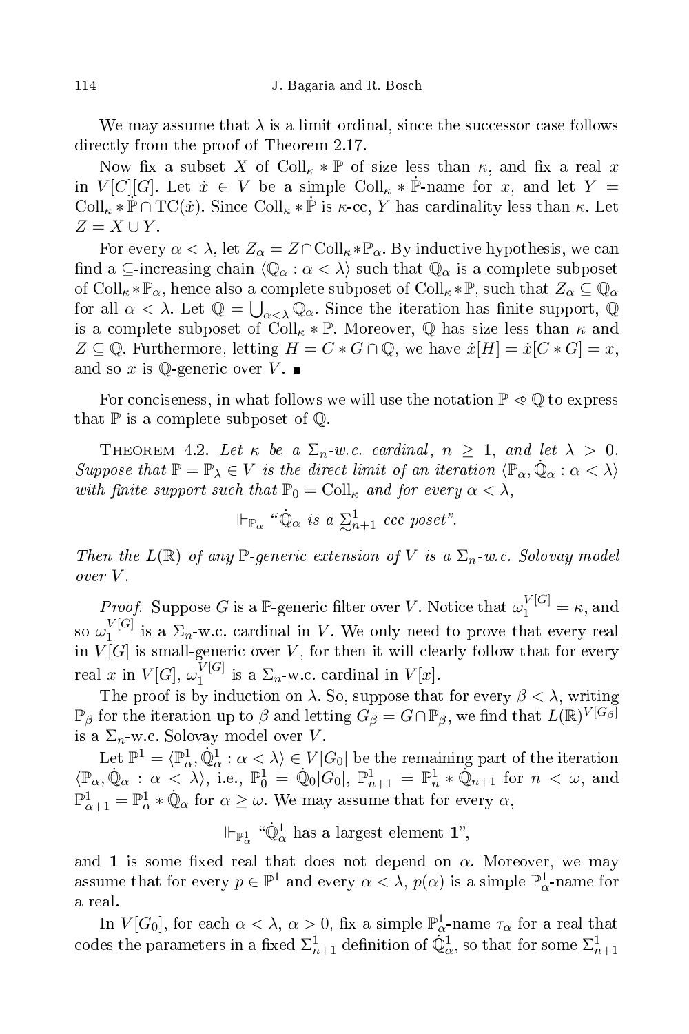We may assume that $\lambda$ is a limit ordinal, since the successor case follows directly from the proof of Theorem 2.17.

Now fix a subset $X$ of $\mathrm{Coll}_\kappa * \mathbb{P}$ of size less than $\kappa$, and fix a real $x$ in $V[C][G]$. Let $\dot{x} \in V$ be a simple $\mathrm{Coll}_\kappa * \dot{\mathbb{P}}$-name for $x$, and let $Y = \mathrm{Coll}_\kappa * \dot{\mathbb{P}} \cap \mathrm{TC}(\dot{x})$. Since $\mathrm{Coll}_\kappa * \dot{\mathbb{P}}$ is $\kappa$-cc, $Y$ has cardinality less than $\kappa$. Let $Z = X \cup Y$.

For every $\alpha < \lambda$, let $Z_\alpha = Z \cap \mathrm{Coll}_\kappa * \mathbb{P}_\alpha$. By inductive hypothesis, we can find a $\subseteq$-increasing chain $\langle \mathbb{Q}_\alpha : \alpha < \lambda \rangle$ such that $\mathbb{Q}_\alpha$ is a complete subposet of $\mathrm{Coll}_\kappa * \mathbb{P}_\alpha$, hence also a complete subposet of $\mathrm{Coll}_\kappa * \mathbb{P}$, such that $Z_\alpha \subseteq \mathbb{Q}_\alpha$ for all $\alpha < \lambda$. Let $\mathbb{Q} = \bigcup_{\alpha<\lambda} \mathbb{Q}_\alpha$. Since the iteration has finite support, $\mathbb{Q}$ is a complete subposet of $\mathrm{Coll}_\kappa * \mathbb{P}$. Moreover, $\mathbb{Q}$ has size less than $\kappa$ and $Z \subseteq \mathbb{Q}$. Furthermore, letting $H = C * G \cap \mathbb{Q}$, we have $\dot{x}[H] = \dot{x}[C * G] = x$, and so $x$ is $\mathbb{Q}$-generic over $V$. ■

For conciseness, in what follows we will use the notation $\mathbb{P} \lessdot \mathbb{Q}$ to express that $\mathbb{P}$ is a complete subposet of $\mathbb{Q}$.

**Theorem 4.2.** *Let $\kappa$ be a $\Sigma_n$-w.c. cardinal, $n \geq 1$, and let $\lambda > 0$. Suppose that $\mathbb{P} = \mathbb{P}_\lambda \in V$ is the direct limit of an iteration $\langle \mathbb{P}_\alpha, \dot{\mathbb{Q}}_\alpha : \alpha < \lambda \rangle$ with finite support such that $\mathbb{P}_0 = \mathrm{Coll}_\kappa$ and for every $\alpha < \lambda$,*

$$\Vdash_{\mathbb{P}_\alpha} \text{“}\dot{\mathbb{Q}}_\alpha \text{ is a } \underset{\sim}{\Sigma}^1_{n+1} \text{ ccc poset”}.$$

*Then the $L(\mathbb{R})$ of any $\mathbb{P}$-generic extension of $V$ is a $\Sigma_n$-w.c. Solovay model over $V$.*

*Proof.* Suppose $G$ is a $\mathbb{P}$-generic filter over $V$. Notice that $\omega_1^{V[G]} = \kappa$, and so $\omega_1^{V[G]}$ is a $\Sigma_n$-w.c. cardinal in $V$. We only need to prove that every real in $V[G]$ is small-generic over $V$, for then it will clearly follow that for every real $x$ in $V[G]$, $\omega_1^{V[G]}$ is a $\Sigma_n$-w.c. cardinal in $V[x]$.

The proof is by induction on $\lambda$. So, suppose that for every $\beta < \lambda$, writing $\mathbb{P}_\beta$ for the iteration up to $\beta$ and letting $G_\beta = G \cap \mathbb{P}_\beta$, we find that $L(\mathbb{R})^{V[G_\beta]}$ is a $\Sigma_n$-w.c. Solovay model over $V$.

Let $\mathbb{P}^1 = \langle \mathbb{P}^1_\alpha, \dot{\mathbb{Q}}^1_\alpha : \alpha < \lambda \rangle \in V[G_0]$ be the remaining part of the iteration $\langle \mathbb{P}_\alpha, \dot{\mathbb{Q}}_\alpha : \alpha < \lambda \rangle$, i.e., $\mathbb{P}^1_0 = \dot{\mathbb{Q}}_0[G_0]$, $\mathbb{P}^1_{n+1} = \mathbb{P}^1_n * \dot{\mathbb{Q}}_{n+1}$ for $n < \omega$, and $\mathbb{P}^1_{\alpha+1} = \mathbb{P}^1_\alpha * \dot{\mathbb{Q}}_\alpha$ for $\alpha \geq \omega$. We may assume that for every $\alpha$,

$$\Vdash_{\mathbb{P}^1_\alpha} \text{“}\dot{\mathbb{Q}}^1_\alpha \text{ has a largest element } \mathbf{1}\text{”},$$

and $\mathbf{1}$ is some fixed real that does not depend on $\alpha$. Moreover, we may assume that for every $p \in \mathbb{P}^1$ and every $\alpha < \lambda$, $p(\alpha)$ is a simple $\mathbb{P}^1_\alpha$-name for a real.

In $V[G_0]$, for each $\alpha < \lambda$, $\alpha > 0$, fix a simple $\mathbb{P}^1_\alpha$-name $\tau_\alpha$ for a real that codes the parameters in a fixed $\Sigma^1_{n+1}$ definition of $\dot{\mathbb{Q}}^1_\alpha$, so that for some $\Sigma^1_{n+1}$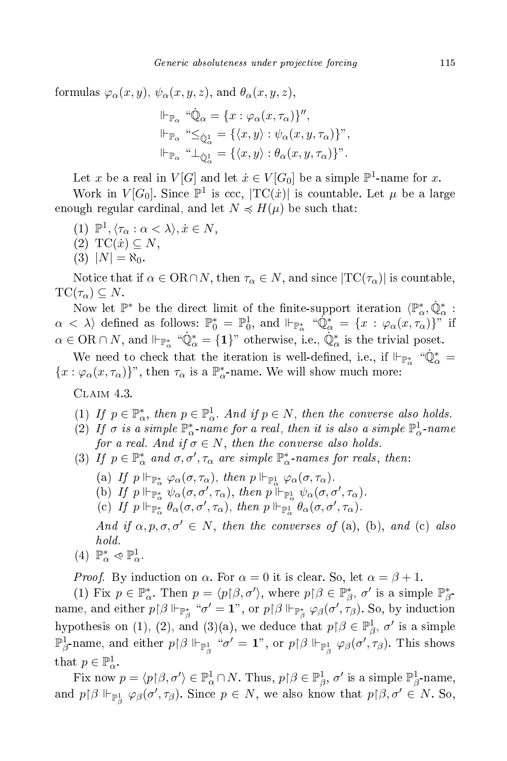formulas $\varphi_\alpha(x, y)$, $\psi_\alpha(x, y, z)$, and $\theta_\alpha(x, y, z)$,

$$\Vdash_{\mathbb{P}_\alpha} \text{“}\dot{\mathbb{Q}}_\alpha = \{x : \varphi_\alpha(x, \tau_\alpha)\}\text{”},$$
$$\Vdash_{\mathbb{P}_\alpha} \text{“}\leq_{\dot{\mathbb{Q}}^1_\alpha} = \{\langle x, y\rangle : \psi_\alpha(x, y, \tau_\alpha)\}\text{”},$$
$$\Vdash_{\mathbb{P}_\alpha} \text{“}\perp_{\dot{\mathbb{Q}}^1_\alpha} = \{\langle x, y\rangle : \theta_\alpha(x, y, \tau_\alpha)\}\text{”}.$$

Let $x$ be a real in $V[G]$ and let $\dot{x} \in V[G_0]$ be a simple $\mathbb{P}^1$-name for $x$.

Work in $V[G_0]$. Since $\mathbb{P}^1$ is ccc, $|\mathrm{TC}(\dot{x})|$ is countable. Let $\mu$ be a large enough regular cardinal, and let $N \preccurlyeq H(\mu)$ be such that:

(1) $\mathbb{P}^1, \langle \tau_\alpha : \alpha < \lambda\rangle, \dot{x} \in N$,
(2) $\mathrm{TC}(\dot{x}) \subseteq N$,
(3) $|N| = \aleph_0$.

Notice that if $\alpha \in \mathrm{OR} \cap N$, then $\tau_\alpha \in N$, and since $|\mathrm{TC}(\tau_\alpha)|$ is countable, $\mathrm{TC}(\tau_\alpha) \subseteq N$.

Now let $\mathbb{P}^*$ be the direct limit of the finite-support iteration $\langle \mathbb{P}^*_\alpha, \dot{\mathbb{Q}}^*_\alpha : \alpha < \lambda\rangle$ defined as follows: $\mathbb{P}^*_0 = \mathbb{P}^1_0$, and $\Vdash_{\mathbb{P}^*_\alpha}$ “$\dot{\mathbb{Q}}^*_\alpha = \{x : \varphi_\alpha(x, \tau_\alpha)\}$” if $\alpha \in \mathrm{OR} \cap N$, and $\Vdash_{\mathbb{P}^*_\alpha}$ “$\dot{\mathbb{Q}}^*_\alpha = \{\mathbf{1}\}$” otherwise, i.e., $\dot{\mathbb{Q}}^*_\alpha$ is the trivial poset.

We need to check that the iteration is well-defined, i.e., if $\Vdash_{\mathbb{P}^*_\alpha}$ “$\dot{\mathbb{Q}}^*_\alpha = \{x : \varphi_\alpha(x, \tau_\alpha)\}$”, then $\tau_\alpha$ is a $\mathbb{P}^*_\alpha$-name. We will show much more:

Claim 4.3.

(1) *If $p \in \mathbb{P}^*_\alpha$, then $p \in \mathbb{P}^1_\alpha$. And if $p \in N$, then the converse also holds.*
(2) *If $\sigma$ is a simple $\mathbb{P}^*_\alpha$-name for a real, then it is also a simple $\mathbb{P}^1_\alpha$-name for a real. And if $\sigma \in N$, then the converse also holds.*
(3) *If $p \in \mathbb{P}^*_\alpha$ and $\sigma, \sigma', \tau_\alpha$ are simple $\mathbb{P}^*_\alpha$-names for reals, then*:
   (a) *If $p \Vdash_{\mathbb{P}^*_\alpha} \varphi_\alpha(\sigma, \tau_\alpha)$, then $p \Vdash_{\mathbb{P}^1_\alpha} \varphi_\alpha(\sigma, \tau_\alpha)$.*
   (b) *If $p \Vdash_{\mathbb{P}^*_\alpha} \psi_\alpha(\sigma, \sigma', \tau_\alpha)$, then $p \Vdash_{\mathbb{P}^1_\alpha} \psi_\alpha(\sigma, \sigma', \tau_\alpha)$.*
   (c) *If $p \Vdash_{\mathbb{P}^*_\alpha} \theta_\alpha(\sigma, \sigma', \tau_\alpha)$, then $p \Vdash_{\mathbb{P}^1_\alpha} \theta_\alpha(\sigma, \sigma', \tau_\alpha)$.*

   *And if $\alpha, p, \sigma, \sigma' \in N$, then the converses of* (a), (b), *and* (c) *also hold.*
(4) $\mathbb{P}^*_\alpha \lessdot \mathbb{P}^1_\alpha$.

*Proof.* By induction on $\alpha$. For $\alpha = 0$ it is clear. So, let $\alpha = \beta + 1$.

(1) Fix $p \in \mathbb{P}^*_\alpha$. Then $p = \langle p{\restriction}\beta, \sigma'\rangle$, where $p{\restriction}\beta \in \mathbb{P}^*_\beta$, $\sigma'$ is a simple $\mathbb{P}^*_\beta$-name, and either $p{\restriction}\beta \Vdash_{\mathbb{P}^*_\beta}$ “$\sigma' = \mathbf{1}$”, or $p{\restriction}\beta \Vdash_{\mathbb{P}^*_\beta} \varphi_\beta(\sigma', \tau_\beta)$. So, by induction hypothesis on (1), (2), and (3)(a), we deduce that $p{\restriction}\beta \in \mathbb{P}^1_\beta$, $\sigma'$ is a simple $\mathbb{P}^1_\beta$-name, and either $p{\restriction}\beta \Vdash_{\mathbb{P}^1_\beta}$ “$\sigma' = \mathbf{1}$”, or $p{\restriction}\beta \Vdash_{\mathbb{P}^1_\beta} \varphi_\beta(\sigma', \tau_\beta)$. This shows that $p \in \mathbb{P}^1_\alpha$.

Fix now $p = \langle p{\restriction}\beta, \sigma'\rangle \in \mathbb{P}^1_\alpha \cap N$. Thus, $p{\restriction}\beta \in \mathbb{P}^1_\beta$, $\sigma'$ is a simple $\mathbb{P}^1_\beta$-name, and $p{\restriction}\beta \Vdash_{\mathbb{P}^1_\beta} \varphi_\beta(\sigma', \tau_\beta)$. Since $p \in N$, we also know that $p{\restriction}\beta, \sigma' \in N$. So,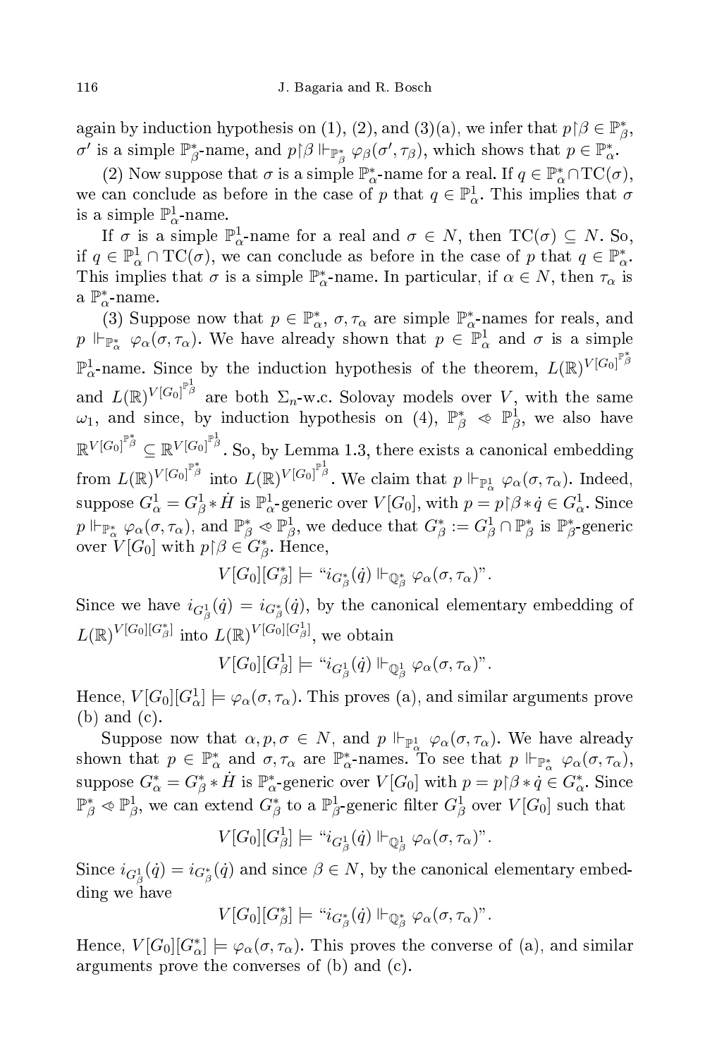again by induction hypothesis on (1), (2), and (3)(a), we infer that $p\restriction\beta \in \mathbb{P}^*_\beta$, $\sigma'$ is a simple $\mathbb{P}^*_\beta$-name, and $p\restriction\beta \Vdash_{\mathbb{P}^*_\beta} \varphi_\beta(\sigma', \tau_\beta)$, which shows that $p \in \mathbb{P}^*_\alpha$.

(2) Now suppose that $\sigma$ is a simple $\mathbb{P}^*_\alpha$-name for a real. If $q \in \mathbb{P}^*_\alpha \cap \mathrm{TC}(\sigma)$, we can conclude as before in the case of $p$ that $q \in \mathbb{P}^1_\alpha$. This implies that $\sigma$ is a simple $\mathbb{P}^1_\alpha$-name.

If $\sigma$ is a simple $\mathbb{P}^1_\alpha$-name for a real and $\sigma \in N$, then $\mathrm{TC}(\sigma) \subseteq N$. So, if $q \in \mathbb{P}^1_\alpha \cap \mathrm{TC}(\sigma)$, we can conclude as before in the case of $p$ that $q \in \mathbb{P}^*_\alpha$. This implies that $\sigma$ is a simple $\mathbb{P}^*_\alpha$-name. In particular, if $\alpha \in N$, then $\tau_\alpha$ is a $\mathbb{P}^*_\alpha$-name.

(3) Suppose now that $p \in \mathbb{P}^*_\alpha$, $\sigma, \tau_\alpha$ are simple $\mathbb{P}^*_\alpha$-names for reals, and $p \Vdash_{\mathbb{P}^*_\alpha} \varphi_\alpha(\sigma, \tau_\alpha)$. We have already shown that $p \in \mathbb{P}^1_\alpha$ and $\sigma$ is a simple $\mathbb{P}^1_\alpha$-name. Since by the induction hypothesis of the theorem, $L(\mathbb{R})^{V[G_0]^{\mathbb{P}^*_\beta}}$ and $L(\mathbb{R})^{V[G_0]^{\mathbb{P}^1_\beta}}$ are both $\Sigma_n$-w.c. Solovay models over $V$, with the same $\omega_1$, and since, by induction hypothesis on (4), $\mathbb{P}^*_\beta \lessdot \mathbb{P}^1_\beta$, we also have $\mathbb{R}^{V[G_0]^{\mathbb{P}^*_\beta}} \subseteq \mathbb{R}^{V[G_0]^{\mathbb{P}^1_\beta}}$. So, by Lemma 1.3, there exists a canonical embedding from $L(\mathbb{R})^{V[G_0]^{\mathbb{P}^*_\beta}}$ into $L(\mathbb{R})^{V[G_0]^{\mathbb{P}^1_\beta}}$. We claim that $p \Vdash_{\mathbb{P}^1_\alpha} \varphi_\alpha(\sigma, \tau_\alpha)$. Indeed, suppose $G^1_\alpha = G^1_\beta * \dot{H}$ is $\mathbb{P}^1_\alpha$-generic over $V[G_0]$, with $p = p\restriction\beta * \dot{q} \in G^1_\alpha$. Since $p \Vdash_{\mathbb{P}^*_\alpha} \varphi_\alpha(\sigma, \tau_\alpha)$, and $\mathbb{P}^*_\beta \lessdot \mathbb{P}^1_\beta$, we deduce that $G^*_\beta := G^1_\beta \cap \mathbb{P}^*_\beta$ is $\mathbb{P}^*_\beta$-generic over $V[G_0]$ with $p\restriction\beta \in G^*_\beta$. Hence,

$$V[G_0][G^*_\beta] \models \text{“}i_{G^*_\beta}(\dot{q}) \Vdash_{\mathbb{Q}^*_\beta} \varphi_\alpha(\sigma, \tau_\alpha)\text{”}.$$

Since we have $i_{G^1_\beta}(\dot{q}) = i_{G^*_\beta}(\dot{q})$, by the canonical elementary embedding of $L(\mathbb{R})^{V[G_0][G^*_\beta]}$ into $L(\mathbb{R})^{V[G_0][G^1_\beta]}$, we obtain

$$V[G_0][G^1_\beta] \models \text{“}i_{G^1_\beta}(\dot{q}) \Vdash_{\mathbb{Q}^1_\beta} \varphi_\alpha(\sigma, \tau_\alpha)\text{”}.$$

Hence, $V[G_0][G^1_\alpha] \models \varphi_\alpha(\sigma, \tau_\alpha)$. This proves (a), and similar arguments prove (b) and (c).

Suppose now that $\alpha, p, \sigma \in N$, and $p \Vdash_{\mathbb{P}^1_\alpha} \varphi_\alpha(\sigma, \tau_\alpha)$. We have already shown that $p \in \mathbb{P}^*_\alpha$ and $\sigma, \tau_\alpha$ are $\mathbb{P}^*_\alpha$-names. To see that $p \Vdash_{\mathbb{P}^*_\alpha} \varphi_\alpha(\sigma, \tau_\alpha)$, suppose $G^*_\alpha = G^*_\beta * \dot{H}$ is $\mathbb{P}^*_\alpha$-generic over $V[G_0]$ with $p = p\restriction\beta * \dot{q} \in G^*_\alpha$. Since $\mathbb{P}^*_\beta \lessdot \mathbb{P}^1_\beta$, we can extend $G^*_\beta$ to a $\mathbb{P}^1_\beta$-generic filter $G^1_\beta$ over $V[G_0]$ such that

$$V[G_0][G^1_\beta] \models \text{“}i_{G^1_\beta}(\dot{q}) \Vdash_{\mathbb{Q}^1_\beta} \varphi_\alpha(\sigma, \tau_\alpha)\text{”}.$$

Since $i_{G^1_\beta}(\dot{q}) = i_{G^*_\beta}(\dot{q})$ and since $\beta \in N$, by the canonical elementary embedding we have

$$V[G_0][G^*_\beta] \models \text{“}i_{G^*_\beta}(\dot{q}) \Vdash_{\mathbb{Q}^*_\beta} \varphi_\alpha(\sigma, \tau_\alpha)\text{”}.$$

Hence, $V[G_0][G^*_\alpha] \models \varphi_\alpha(\sigma, \tau_\alpha)$. This proves the converse of (a), and similar arguments prove the converses of (b) and (c).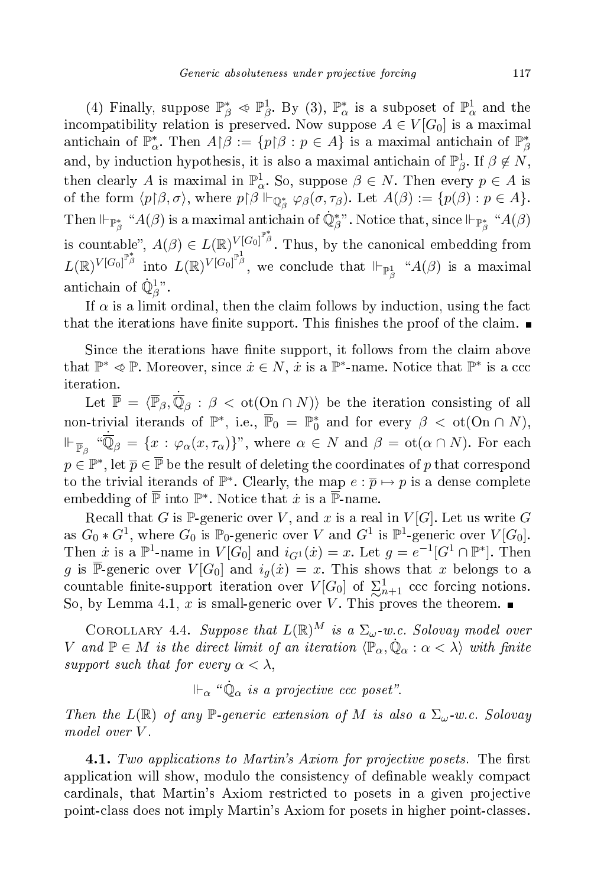(4) Finally, suppose $\mathbb{P}^*_\beta \lessdot \mathbb{P}^1_\beta$. By (3), $\mathbb{P}^*_\alpha$ is a subposet of $\mathbb{P}^1_\alpha$ and the incompatibility relation is preserved. Now suppose $A \in V[G_0]$ is a maximal antichain of $\mathbb{P}^*_\alpha$. Then $A{\restriction}\beta := \{p{\restriction}\beta : p \in A\}$ is a maximal antichain of $\mathbb{P}^*_\beta$ and, by induction hypothesis, it is also a maximal antichain of $\mathbb{P}^1_\beta$. If $\beta \notin N$, then clearly $A$ is maximal in $\mathbb{P}^1_\alpha$. So, suppose $\beta \in N$. Then every $p \in A$ is of the form $\langle p{\restriction}\beta, \sigma\rangle$, where $p{\restriction}\beta \Vdash_{\mathbb{Q}^*_\beta} \varphi_\beta(\sigma, \tau_\beta)$. Let $A(\beta) := \{p(\beta) : p \in A\}$. Then $\Vdash_{\mathbb{P}^*_\beta}$ "$A(\beta)$ is a maximal antichain of $\dot{\mathbb{Q}}^*_\beta$". Notice that, since $\Vdash_{\mathbb{P}^*_\beta}$ "$A(\beta)$ is countable", $A(\beta) \in L(\mathbb{R})^{V[G_0]^{\mathbb{P}^*_\beta}}$. Thus, by the canonical embedding from $L(\mathbb{R})^{V[G_0]^{\mathbb{P}^*_\beta}}$ into $L(\mathbb{R})^{V[G_0]^{\mathbb{P}^1_\beta}}$, we conclude that $\Vdash_{\mathbb{P}^1_\beta}$ "$A(\beta)$ is a maximal antichain of $\dot{\mathbb{Q}}^1_\beta$".

If $\alpha$ is a limit ordinal, then the claim follows by induction, using the fact that the iterations have finite support. This finishes the proof of the claim. ∎

Since the iterations have finite support, it follows from the claim above that $\mathbb{P}^* \lessdot \mathbb{P}$. Moreover, since $\dot{x} \in N$, $\dot{x}$ is a $\mathbb{P}^*$-name. Notice that $\mathbb{P}^*$ is a ccc iteration.

Let $\overline{\mathbb{P}} = \langle \overline{\mathbb{P}}_\beta, \dot{\overline{\mathbb{Q}}}_\beta : \beta < \mathrm{ot}(\mathrm{On} \cap N)\rangle$ be the iteration consisting of all non-trivial iterands of $\mathbb{P}^*$, i.e., $\overline{\mathbb{P}}_0 = \mathbb{P}^*_0$ and for every $\beta < \mathrm{ot}(\mathrm{On} \cap N)$, $\Vdash_{\overline{\mathbb{P}}_\beta}$ "$\dot{\overline{\mathbb{Q}}}_\beta = \{x : \varphi_\alpha(x, \tau_\alpha)\}$", where $\alpha \in N$ and $\beta = \mathrm{ot}(\alpha \cap N)$. For each $p \in \mathbb{P}^*$, let $\overline{p} \in \overline{\mathbb{P}}$ be the result of deleting the coordinates of $p$ that correspond to the trivial iterands of $\mathbb{P}^*$. Clearly, the map $e : \overline{p} \mapsto p$ is a dense complete embedding of $\overline{\mathbb{P}}$ into $\mathbb{P}^*$. Notice that $\dot{x}$ is a $\overline{\mathbb{P}}$-name.

Recall that $G$ is $\mathbb{P}$-generic over $V$, and $x$ is a real in $V[G]$. Let us write $G$ as $G_0 * G^1$, where $G_0$ is $\mathbb{P}_0$-generic over $V$ and $G^1$ is $\mathbb{P}^1$-generic over $V[G_0]$. Then $\dot{x}$ is a $\mathbb{P}^1$-name in $V[G_0]$ and $i_{G^1}(\dot{x}) = x$. Let $g = e^{-1}[G^1 \cap \mathbb{P}^*]$. Then $g$ is $\overline{\mathbb{P}}$-generic over $V[G_0]$ and $i_g(\dot{x}) = x$. This shows that $x$ belongs to a countable finite-support iteration over $V[G_0]$ of $\underset{\sim}{\Sigma}^1_{n+1}$ ccc forcing notions. So, by Lemma 4.1, $x$ is small-generic over $V$. This proves the theorem. ∎

Corollary 4.4. *Suppose that $L(\mathbb{R})^M$ is a $\Sigma_\omega$-w.c. Solovay model over $V$ and $\mathbb{P} \in M$ is the direct limit of an iteration $\langle \mathbb{P}_\alpha, \dot{\mathbb{Q}}_\alpha : \alpha < \lambda\rangle$ with finite support such that for every $\alpha < \lambda$,*

$$\Vdash_\alpha \text{“}\dot{\mathbb{Q}}_\alpha \text{ is a projective ccc poset”.}$$

*Then the $L(\mathbb{R})$ of any $\mathbb{P}$-generic extension of $M$ is also a $\Sigma_\omega$-w.c. Solovay model over $V$.*

**4.1.** *Two applications to Martin's Axiom for projective posets.* The first application will show, modulo the consistency of definable weakly compact cardinals, that Martin's Axiom restricted to posets in a given projective point-class does not imply Martin's Axiom for posets in higher point-classes.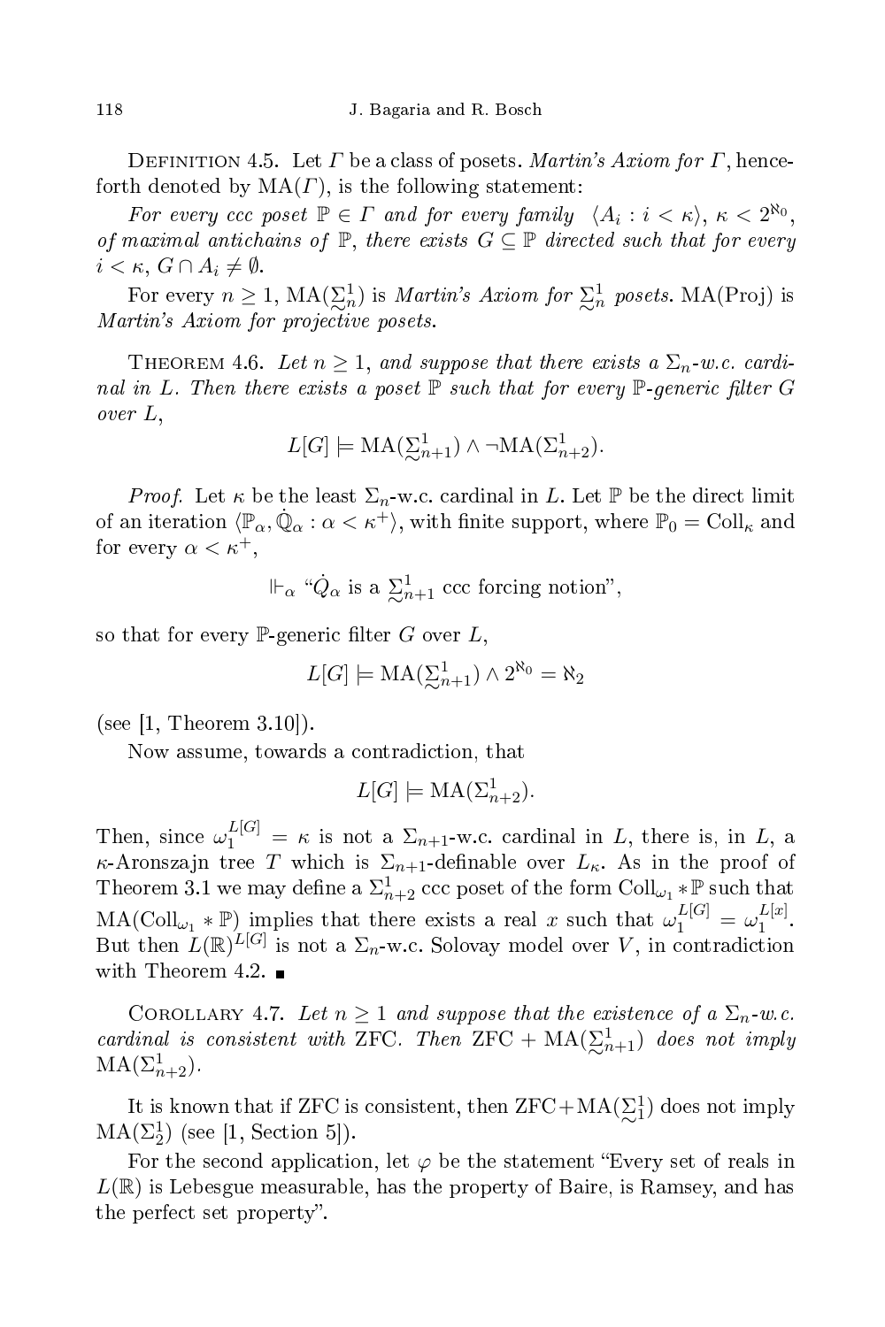Definition 4.5. Let $\Gamma$ be a class of posets. *Martin's Axiom for* $\Gamma$, henceforth denoted by $\mathrm{MA}(\Gamma)$, is the following statement:

*For every ccc poset $\mathbb{P} \in \Gamma$ and for every family $\langle A_i : i < \kappa \rangle$, $\kappa < 2^{\aleph_0}$, of maximal antichains of $\mathbb{P}$, there exists $G \subseteq \mathbb{P}$ directed such that for every $i < \kappa$, $G \cap A_i \neq \emptyset$.*

For every $n \geq 1$, $\mathrm{MA}(\underset{\sim}{\Sigma}^1_n)$ is *Martin's Axiom for $\underset{\sim}{\Sigma}^1_n$ posets*. $\mathrm{MA}(\mathrm{Proj})$ is *Martin's Axiom for projective posets*.

Theorem 4.6. *Let $n \geq 1$, and suppose that there exists a $\Sigma_n$-w.c. cardinal in $L$. Then there exists a poset $\mathbb{P}$ such that for every $\mathbb{P}$-generic filter $G$ over $L$,*

$$L[G] \models \mathrm{MA}(\underset{\sim}{\Sigma}^1_{n+1}) \wedge \neg\mathrm{MA}(\Sigma^1_{n+2}).$$

*Proof.* Let $\kappa$ be the least $\Sigma_n$-w.c. cardinal in $L$. Let $\mathbb{P}$ be the direct limit of an iteration $\langle \mathbb{P}_\alpha, \dot{\mathbb{Q}}_\alpha : \alpha < \kappa^+ \rangle$, with finite support, where $\mathbb{P}_0 = \mathrm{Coll}_\kappa$ and for every $\alpha < \kappa^+$,

$$\Vdash_\alpha \text{“}\dot{Q}_\alpha \text{ is a } \underset{\sim}{\Sigma}^1_{n+1} \text{ ccc forcing notion”},$$

so that for every $\mathbb{P}$-generic filter $G$ over $L$,

$$L[G] \models \mathrm{MA}(\underset{\sim}{\Sigma}^1_{n+1}) \wedge 2^{\aleph_0} = \aleph_2$$

(see [1, Theorem 3.10]).

Now assume, towards a contradiction, that

$$L[G] \models \mathrm{MA}(\Sigma^1_{n+2}).$$

Then, since $\omega_1^{L[G]} = \kappa$ is not a $\Sigma_{n+1}$-w.c. cardinal in $L$, there is, in $L$, a $\kappa$-Aronszajn tree $T$ which is $\Sigma_{n+1}$-definable over $L_\kappa$. As in the proof of Theorem 3.1 we may define a $\Sigma^1_{n+2}$ ccc poset of the form $\mathrm{Coll}_{\omega_1} * \mathbb{P}$ such that $\mathrm{MA}(\mathrm{Coll}_{\omega_1} * \mathbb{P})$ implies that there exists a real $x$ such that $\omega_1^{L[G]} = \omega_1^{L[x]}$. But then $L(\mathbb{R})^{L[G]}$ is not a $\Sigma_n$-w.c. Solovay model over $V$, in contradiction with Theorem 4.2. ■

Corollary 4.7. *Let $n \geq 1$ and suppose that the existence of a $\Sigma_n$-w.c. cardinal is consistent with* ZFC. *Then* $\mathrm{ZFC} + \mathrm{MA}(\underset{\sim}{\Sigma}^1_{n+1})$ *does not imply* $\mathrm{MA}(\Sigma^1_{n+2})$.

It is known that if ZFC is consistent, then $\mathrm{ZFC} + \mathrm{MA}(\underset{\sim}{\Sigma}^1_1)$ does not imply $\mathrm{MA}(\Sigma^1_2)$ (see [1, Section 5]).

For the second application, let $\varphi$ be the statement “Every set of reals in $L(\mathbb{R})$ is Lebesgue measurable, has the property of Baire, is Ramsey, and has the perfect set property”.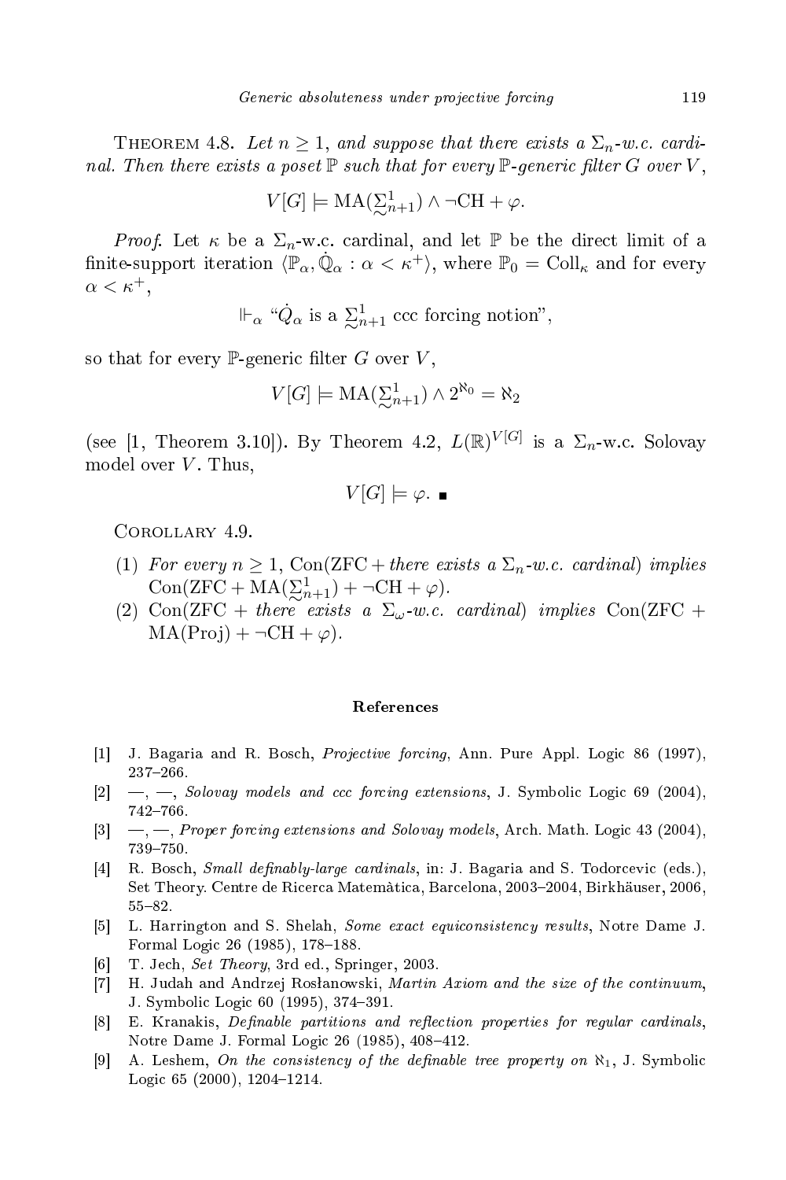THEOREM 4.8. *Let $n \geq 1$, and suppose that there exists a $\Sigma_n$-w.c. cardinal. Then there exists a poset $\mathbb{P}$ such that for every $\mathbb{P}$-generic filter $G$ over $V$,*

$$V[G] \models \mathrm{MA}(\underset{\sim}{\Sigma}^1_{n+1}) \wedge \neg\mathrm{CH} + \varphi.$$

*Proof.* Let $\kappa$ be a $\Sigma_n$-w.c. cardinal, and let $\mathbb{P}$ be the direct limit of a finite-support iteration $\langle \mathbb{P}_\alpha, \dot{\mathbb{Q}}_\alpha : \alpha < \kappa^+ \rangle$, where $\mathbb{P}_0 = \mathrm{Coll}_\kappa$ and for every $\alpha < \kappa^+$,

$$\Vdash_\alpha \text{“}\dot{Q}_\alpha \text{ is a } \underset{\sim}{\Sigma}^1_{n+1} \text{ ccc forcing notion”},$$

so that for every $\mathbb{P}$-generic filter $G$ over $V$,

$$V[G] \models \mathrm{MA}(\underset{\sim}{\Sigma}^1_{n+1}) \wedge 2^{\aleph_0} = \aleph_2$$

(see [1, Theorem 3.10]). By Theorem 4.2, $L(\mathbb{R})^{V[G]}$ is a $\Sigma_n$-w.c. Solovay model over $V$. Thus,

$$V[G] \models \varphi. \blacksquare$$

COROLLARY 4.9.

(1) *For every $n \geq 1$, $\mathrm{Con}(\mathrm{ZFC} + \textit{there exists a } \Sigma_n\textit{-w.c. cardinal})$ implies $\mathrm{Con}(\mathrm{ZFC} + \mathrm{MA}(\underset{\sim}{\Sigma}^1_{n+1}) + \neg\mathrm{CH} + \varphi)$.*

(2) *$\mathrm{Con}(\mathrm{ZFC} + \textit{there exists a } \Sigma_\omega\textit{-w.c. cardinal})$ implies $\mathrm{Con}(\mathrm{ZFC} + \mathrm{MA}(\mathrm{Proj}) + \neg\mathrm{CH} + \varphi)$.*

## References

[1] J. Bagaria and R. Bosch, *Projective forcing*, Ann. Pure Appl. Logic 86 (1997), 237–266.

[2] —, —, *Solovay models and ccc forcing extensions*, J. Symbolic Logic 69 (2004), 742–766.

[3] —, —, *Proper forcing extensions and Solovay models*, Arch. Math. Logic 43 (2004), 739–750.

[4] R. Bosch, *Small definably-large cardinals*, in: J. Bagaria and S. Todorcevic (eds.), Set Theory. Centre de Ricerca Matemàtica, Barcelona, 2003–2004, Birkhäuser, 2006, 55–82.

[5] L. Harrington and S. Shelah, *Some exact equiconsistency results*, Notre Dame J. Formal Logic 26 (1985), 178–188.

[6] T. Jech, *Set Theory*, 3rd ed., Springer, 2003.

[7] H. Judah and Andrzej Rosłanowski, *Martin Axiom and the size of the continuum*, J. Symbolic Logic 60 (1995), 374–391.

[8] E. Kranakis, *Definable partitions and reflection properties for regular cardinals*, Notre Dame J. Formal Logic 26 (1985), 408–412.

[9] A. Leshem, *On the consistency of the definable tree property on $\aleph_1$*, J. Symbolic Logic 65 (2000), 1204–1214.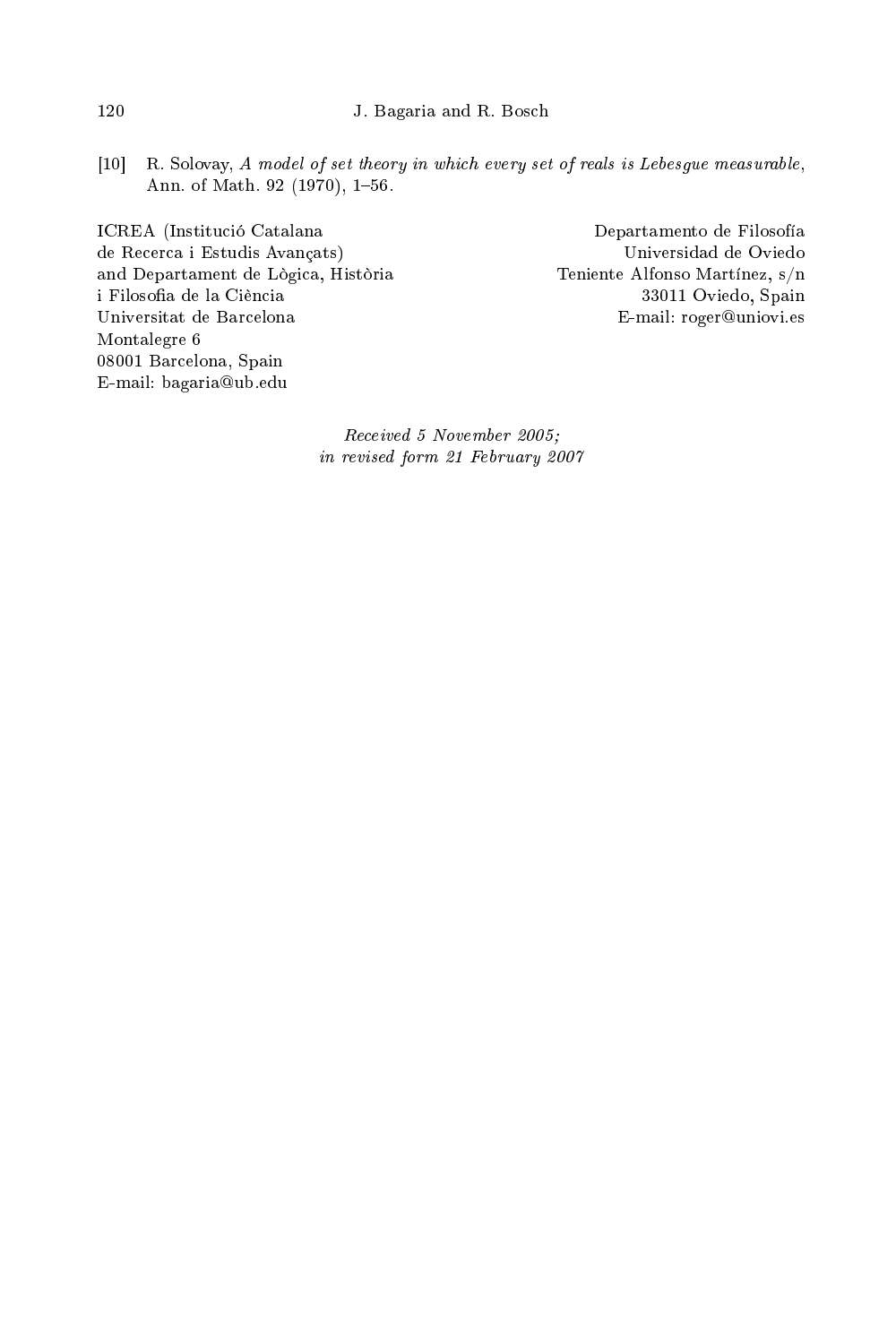[10] R. Solovay, *A model of set theory in which every set of reals is Lebesgue measurable*, Ann. of Math. 92 (1970), 1–56.

ICREA (Institució Catalana
de Recerca i Estudis Avançats)
and Departament de Lògica, Història
i Filosofia de la Ciència
Universitat de Barcelona
Montalegre 6
08001 Barcelona, Spain
E-mail: bagaria@ub.edu

Departamento de Filosofía
Universidad de Oviedo
Teniente Alfonso Martínez, s/n
33011 Oviedo, Spain
E-mail: roger@uniovi.es

*Received 5 November 2005;*
*in revised form 21 February 2007*